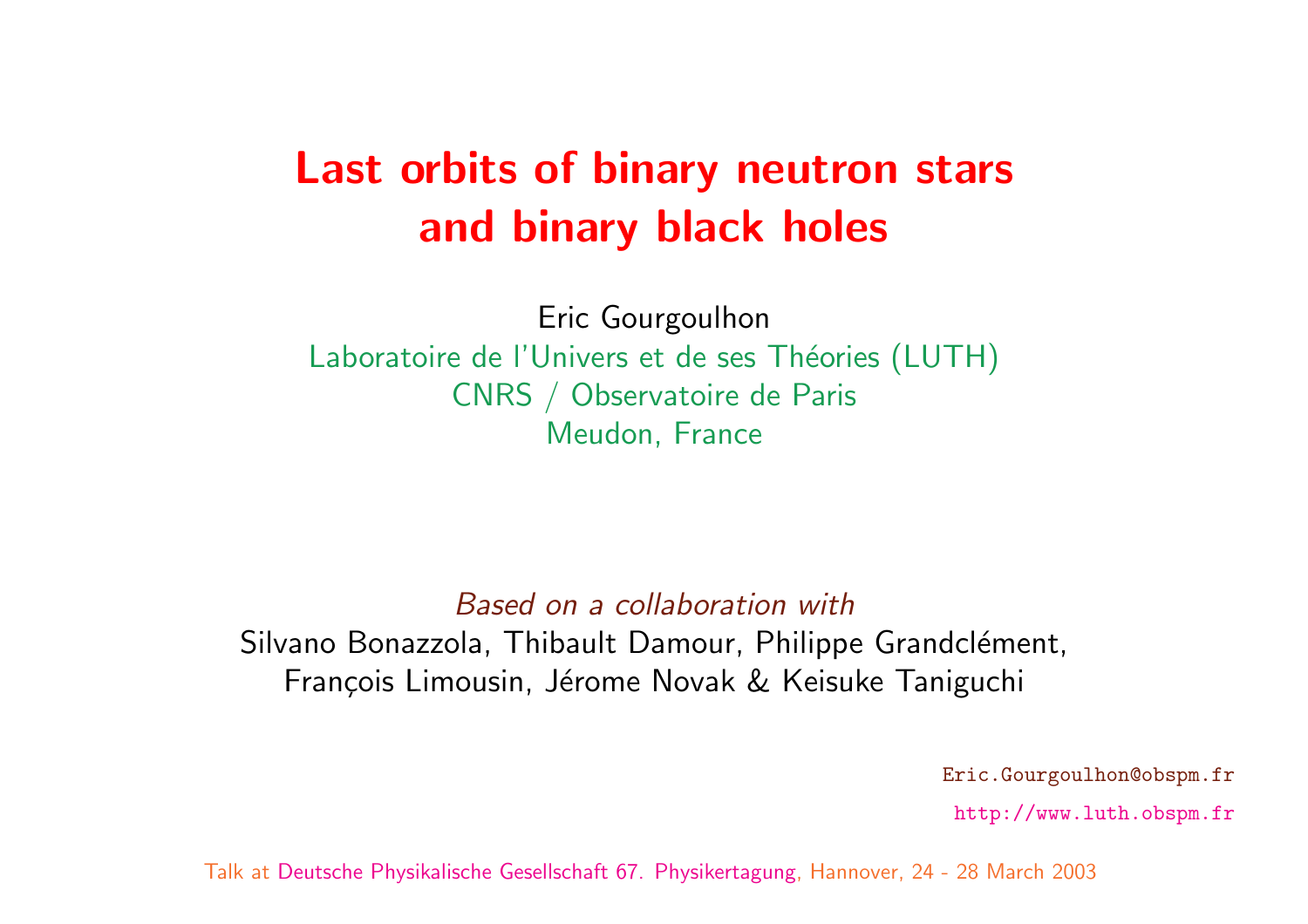# Last orbits of binary neutron stars and binary black holes

Eric Gourgoulhon

Laboratoire de l'Univers et de ses Théories (LUTH)

CNRS / Observatoire de Paris

Meudon, France

*Based on a collaboration with*

Silvano Bonazzola, Thibault Damour, Philippe Grandclément, François Limousin, Jérome Novak & Keisuke Taniguchi

Eric.Gourgoulhon@obspm.fr

http://www.luth.obspm.fr

Talk at Deutsche Physikalische Gesellschaft 67. Physikertagung, Hannover, 24 - 28 March 2003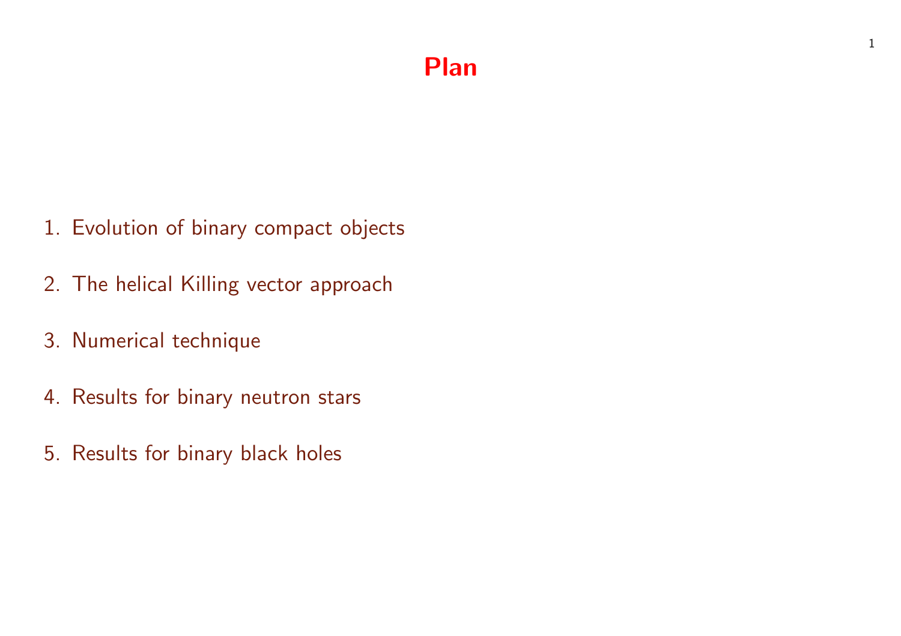# Plan

1. Evolution of binary compact objects
2. The helical Killing vector approach
3. Numerical technique
4. Results for binary neutron stars
5. Results for binary black holes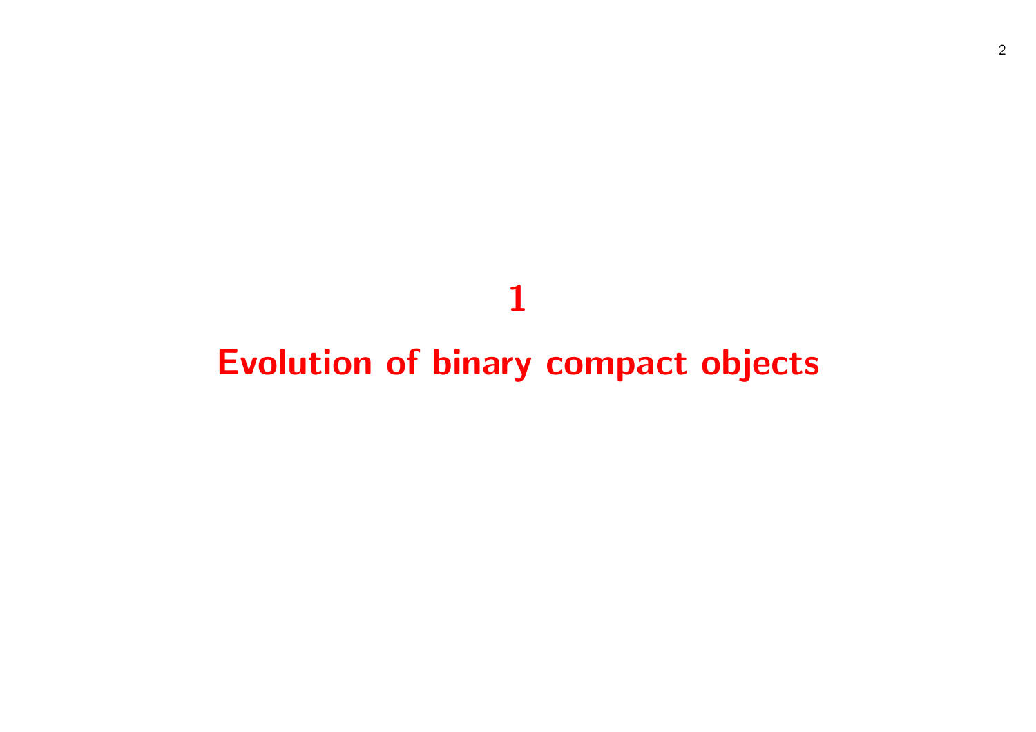# 1

# Evolution of binary compact objects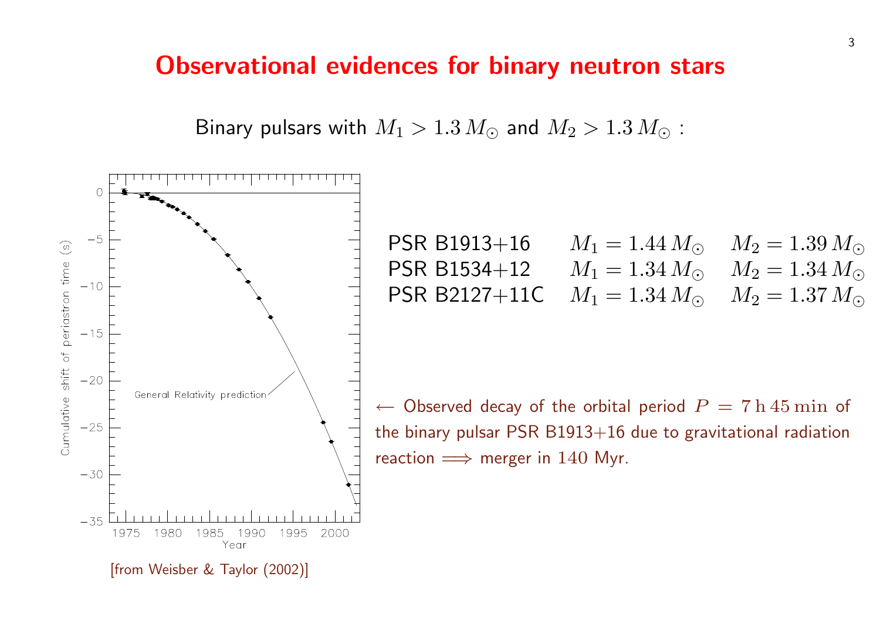# Observational evidences for binary neutron stars

Binary pulsars with $M_1 > 1.3\,M_\odot$ and $M_2 > 1.3\,M_\odot$ :

| | | |
|---|---|---|
| PSR B1913+16 | $M_1 = 1.44\,M_\odot$ | $M_2 = 1.39\,M_\odot$ |
| PSR B1534+12 | $M_1 = 1.34\,M_\odot$ | $M_2 = 1.34\,M_\odot$ |
| PSR B2127+11C | $M_1 = 1.34\,M_\odot$ | $M_2 = 1.37\,M_\odot$ |

$\leftarrow$ Observed decay of the orbital period $P = 7\,\mathrm{h}\,45\,\mathrm{min}$ of the binary pulsar PSR B1913+16 due to gravitational radiation reaction $\Longrightarrow$ merger in 140 Myr.

[from Weisber & Taylor (2002)]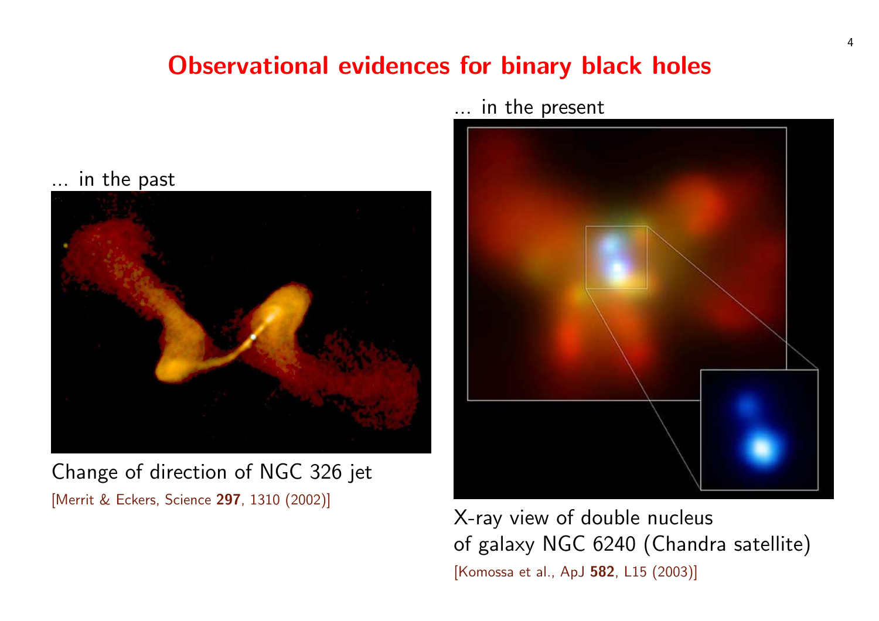# Observational evidences for binary black holes

… in the past

Change of direction of NGC 326 jet
[Merrit & Eckers, Science **297**, 1310 (2002)]

… in the present

X-ray view of double nucleus
of galaxy NGC 6240 (Chandra satellite)
[Komossa et al., ApJ **582**, L15 (2003)]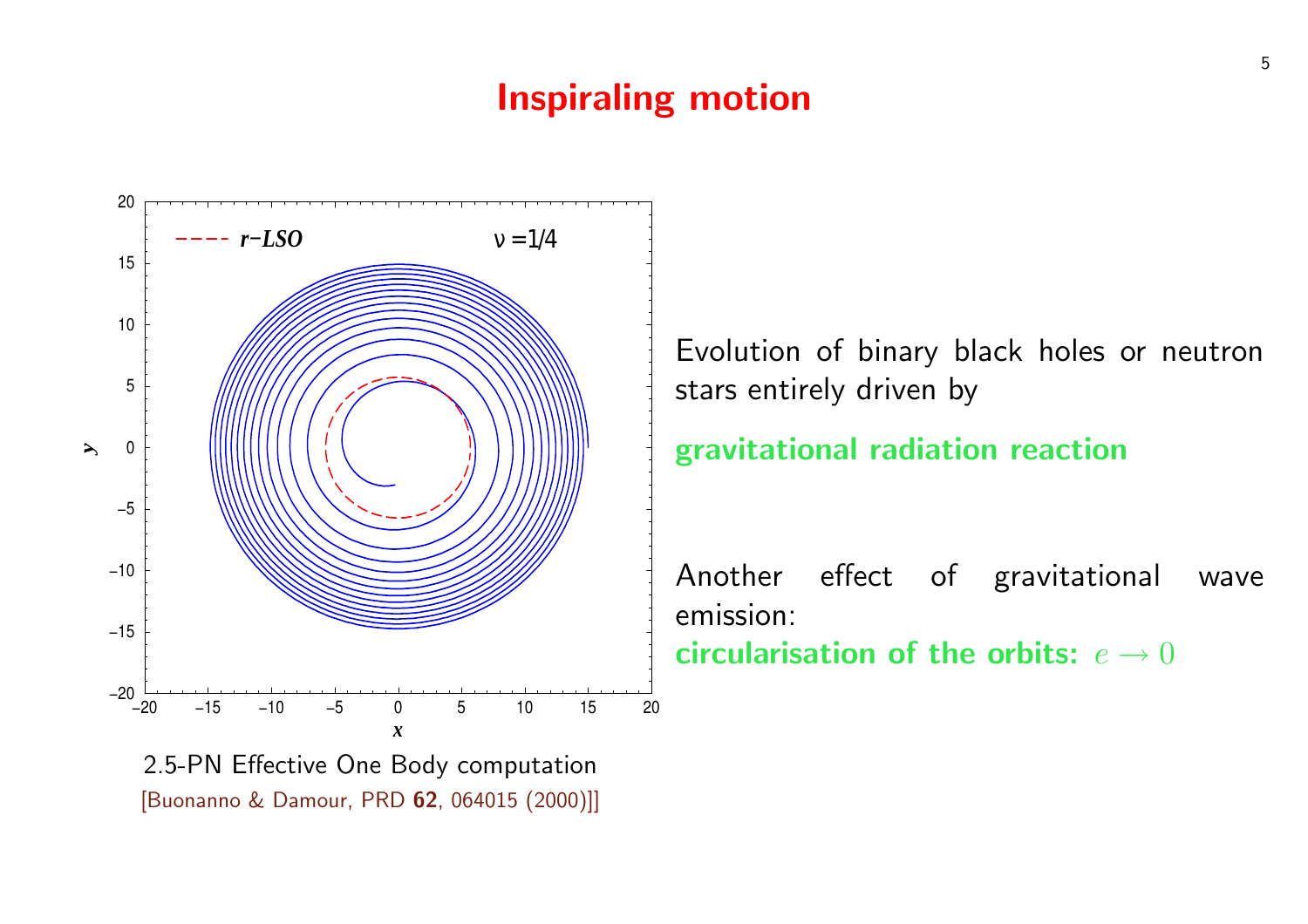# Inspiraling motion

2.5-PN Effective One Body computation

[Buonanno & Damour, PRD **62**, 064015 (2000)]

Evolution of binary black holes or neutron stars entirely driven by

**gravitational radiation reaction**

Another effect of gravitational wave emission:

**circularisation of the orbits:** $e \to 0$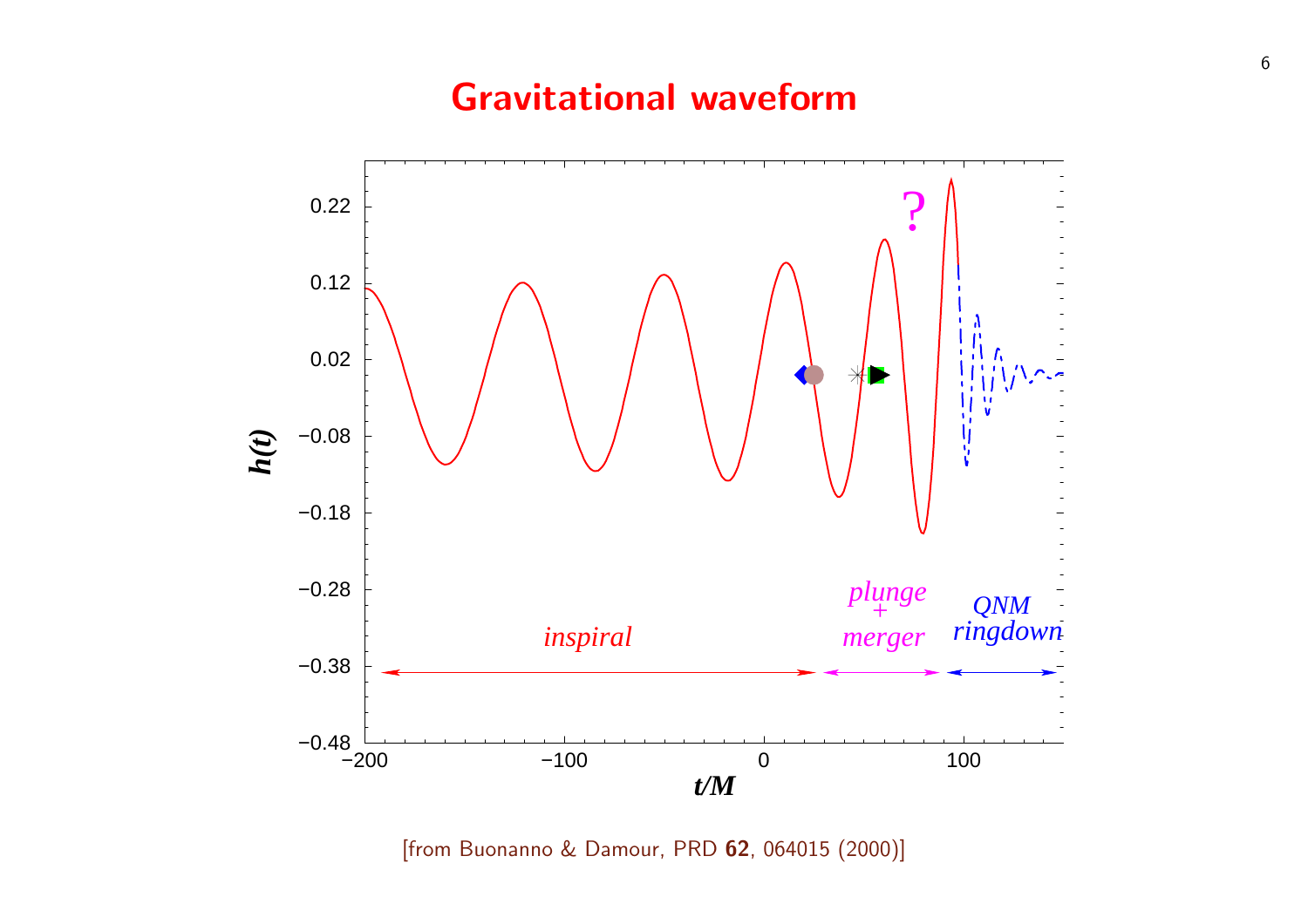# Gravitational waveform

[from Buonanno & Damour, PRD **62**, 064015 (2000)]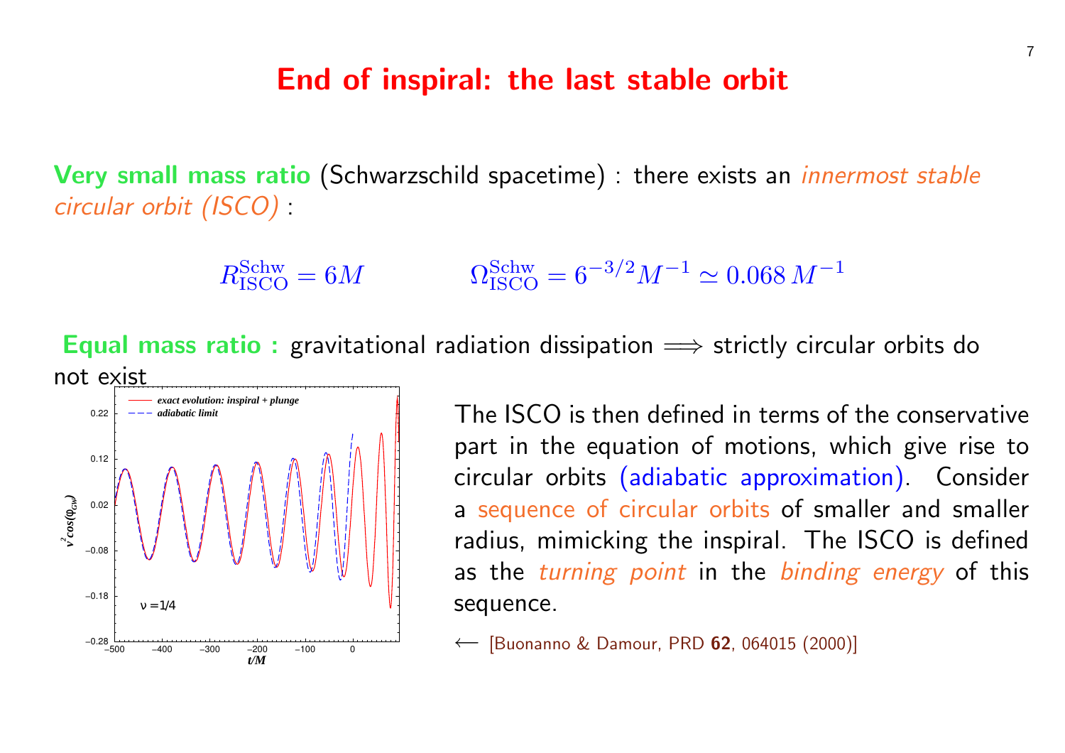# End of inspiral: the last stable orbit

**Very small mass ratio** (Schwarzschild spacetime) : there exists an *innermost stable circular orbit (ISCO)* :

$$R^{\rm Schw}_{\rm ISCO} = 6M \qquad\qquad \Omega^{\rm Schw}_{\rm ISCO} = 6^{-3/2} M^{-1} \simeq 0.068\, M^{-1}$$

**Equal mass ratio :** gravitational radiation dissipation $\Longrightarrow$ strictly circular orbits do not exist

The ISCO is then defined in terms of the conservative part in the equation of motions, which give rise to circular orbits (adiabatic approximation). Consider a sequence of circular orbits of smaller and smaller radius, mimicking the inspiral. The ISCO is defined as the *turning point* in the *binding energy* of this sequence.

$\longleftarrow$ [Buonanno & Damour, PRD **62**, 064015 (2000)]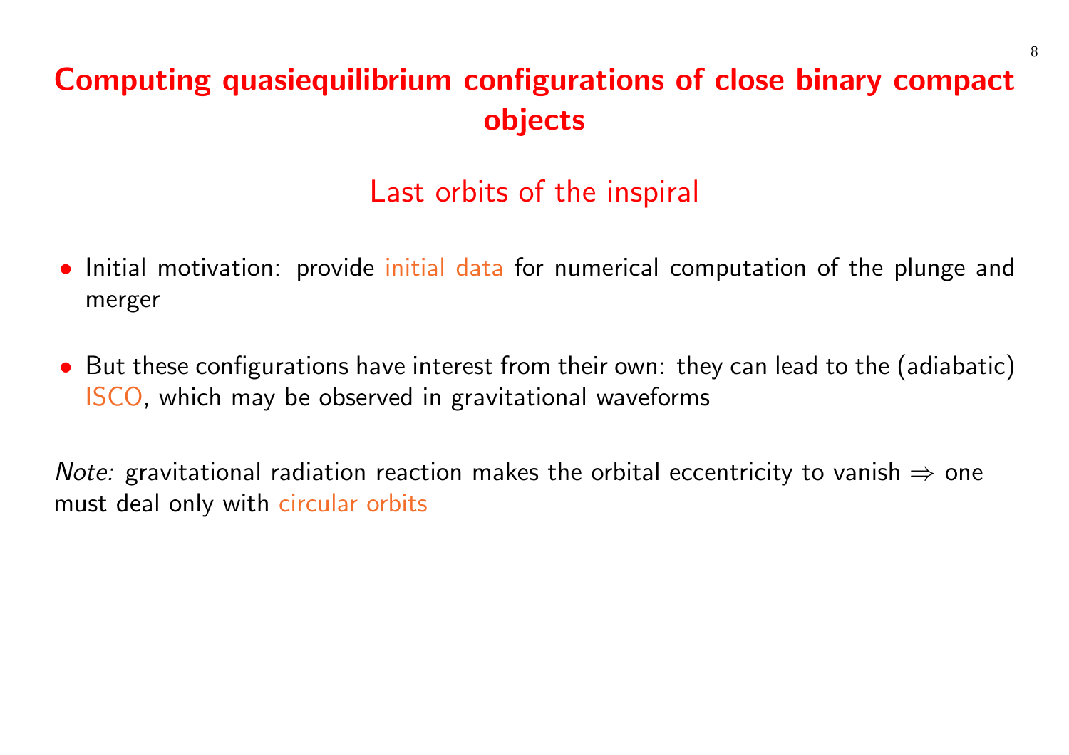# Computing quasiequilibrium configurations of close binary compact objects

## Last orbits of the inspiral

- Initial motivation: provide initial data for numerical computation of the plunge and merger

- But these configurations have interest from their own: they can lead to the (adiabatic) ISCO, which may be observed in gravitational waveforms

*Note:* gravitational radiation reaction makes the orbital eccentricity to vanish $\Rightarrow$ one must deal only with circular orbits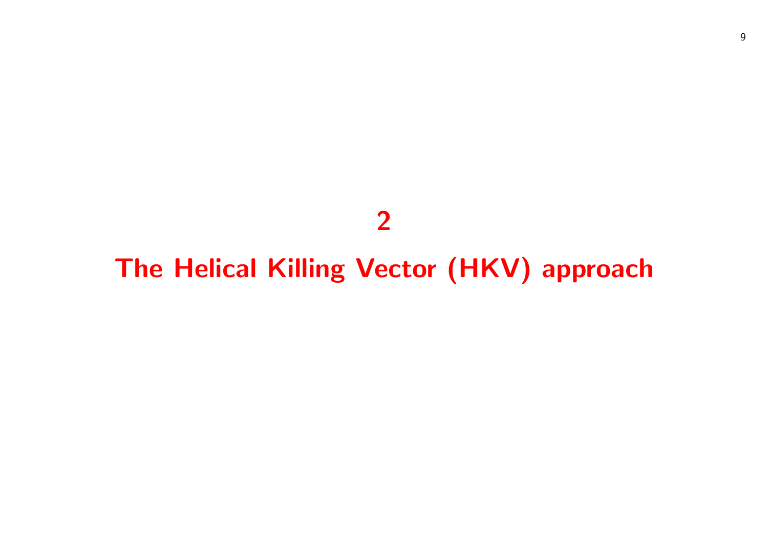# 2

# The Helical Killing Vector (HKV) approach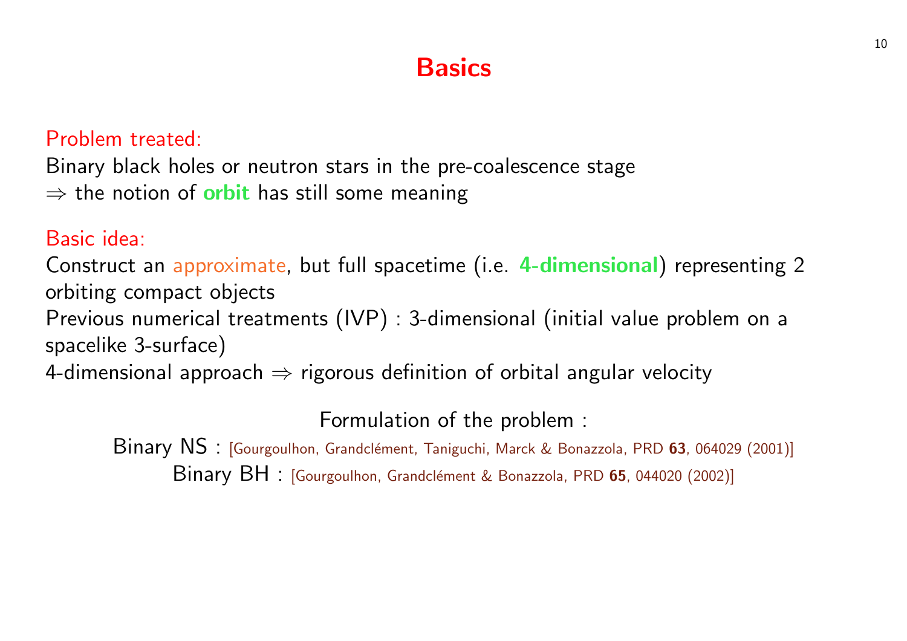# Basics

Problem treated:

Binary black holes or neutron stars in the pre-coalescence stage
$\Rightarrow$ the notion of **orbit** has still some meaning

Basic idea:

Construct an approximate, but full spacetime (i.e. **4-dimensional**) representing 2 orbiting compact objects
Previous numerical treatments (IVP) : 3-dimensional (initial value problem on a spacelike 3-surface)
4-dimensional approach $\Rightarrow$ rigorous definition of orbital angular velocity

Formulation of the problem :

Binary NS : [Gourgoulhon, Grandclément, Taniguchi, Marck & Bonazzola, PRD **63**, 064029 (2001)]

Binary BH : [Gourgoulhon, Grandclément & Bonazzola, PRD **65**, 044020 (2002)]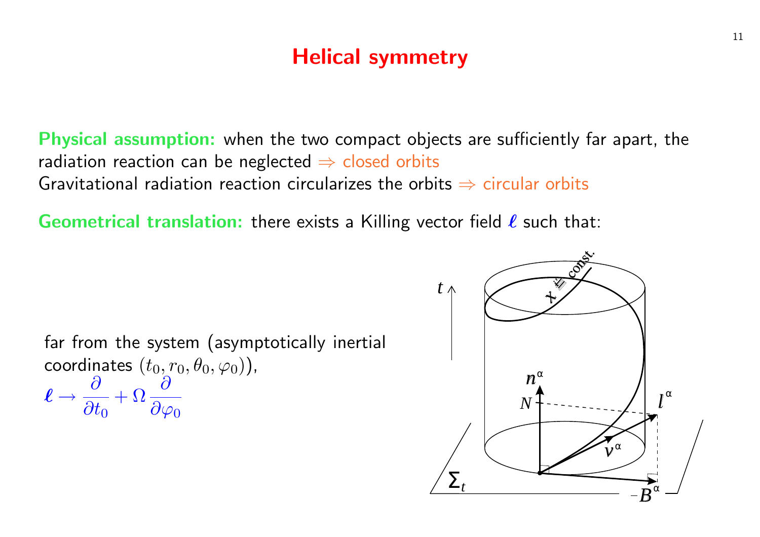# Helical symmetry

**Physical assumption:** when the two compact objects are sufficiently far apart, the radiation reaction can be neglected $\Rightarrow$ closed orbits
Gravitational radiation reaction circularizes the orbits $\Rightarrow$ circular orbits

**Geometrical translation:** there exists a Killing vector field $\boldsymbol{\ell}$ such that:

far from the system (asymptotically inertial coordinates $(t_0, r_0, \theta_0, \varphi_0)$),
$\boldsymbol{\ell} \to \dfrac{\partial}{\partial t_0} + \Omega \dfrac{\partial}{\partial \varphi_0}$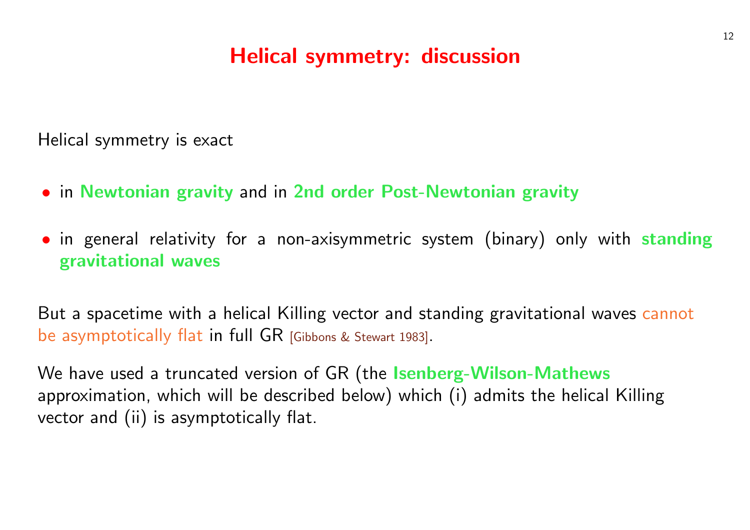# Helical symmetry: discussion

Helical symmetry is exact

- in **Newtonian gravity** and in **2nd order Post-Newtonian gravity**
- in general relativity for a non-axisymmetric system (binary) only with **standing gravitational waves**

But a spacetime with a helical Killing vector and standing gravitational waves cannot be asymptotically flat in full GR [Gibbons & Stewart 1983].

We have used a truncated version of GR (the **Isenberg-Wilson-Mathews** approximation, which will be described below) which (i) admits the helical Killing vector and (ii) is asymptotically flat.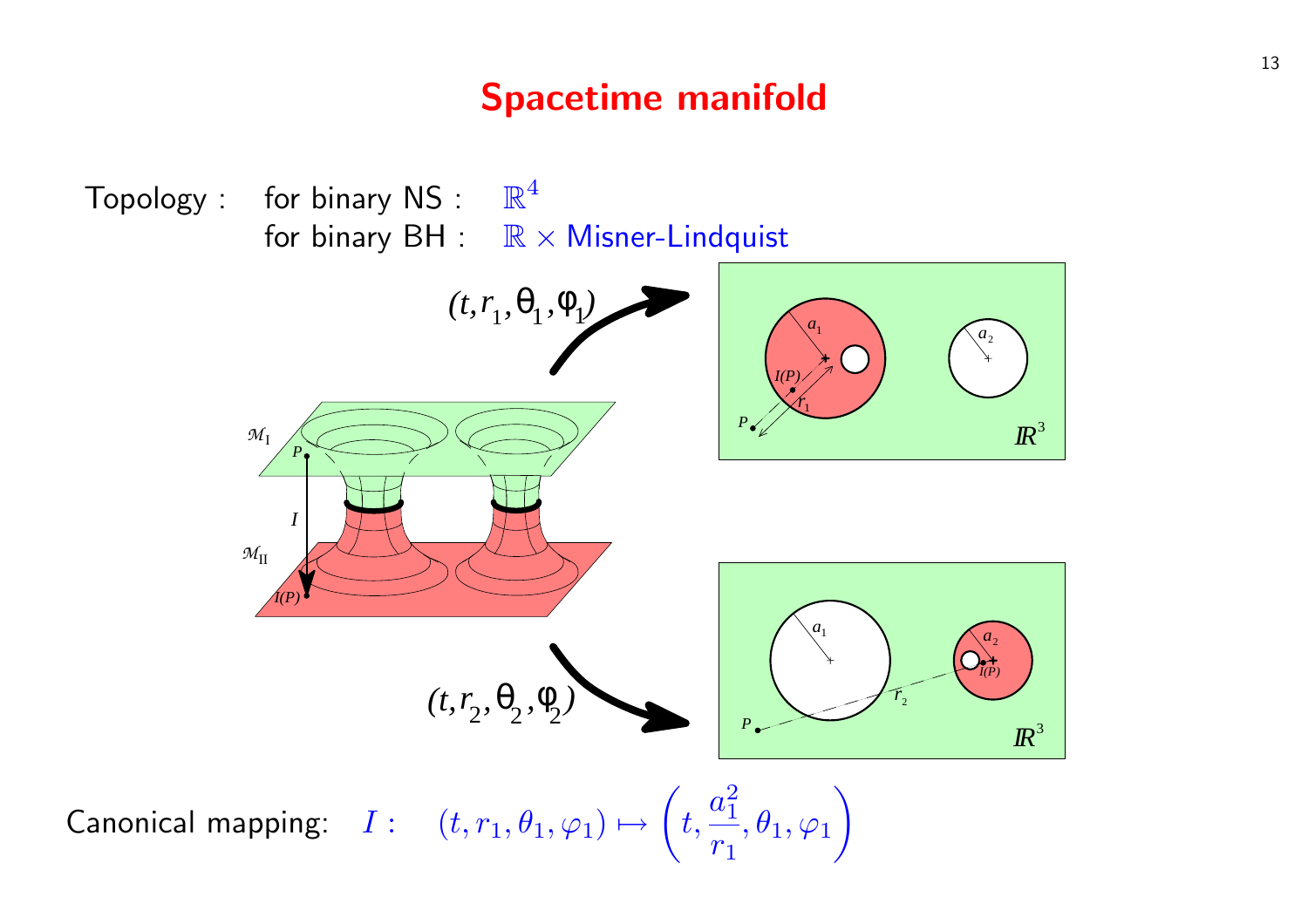# Spacetime manifold

Topology : for binary NS : $\mathbb{R}^4$

for binary BH : $\mathbb{R} \times$ Misner-Lindquist

Canonical mapping: $I: \quad (t, r_1, \theta_1, \varphi_1) \mapsto \left(t, \frac{a_1^2}{r_1}, \theta_1, \varphi_1\right)$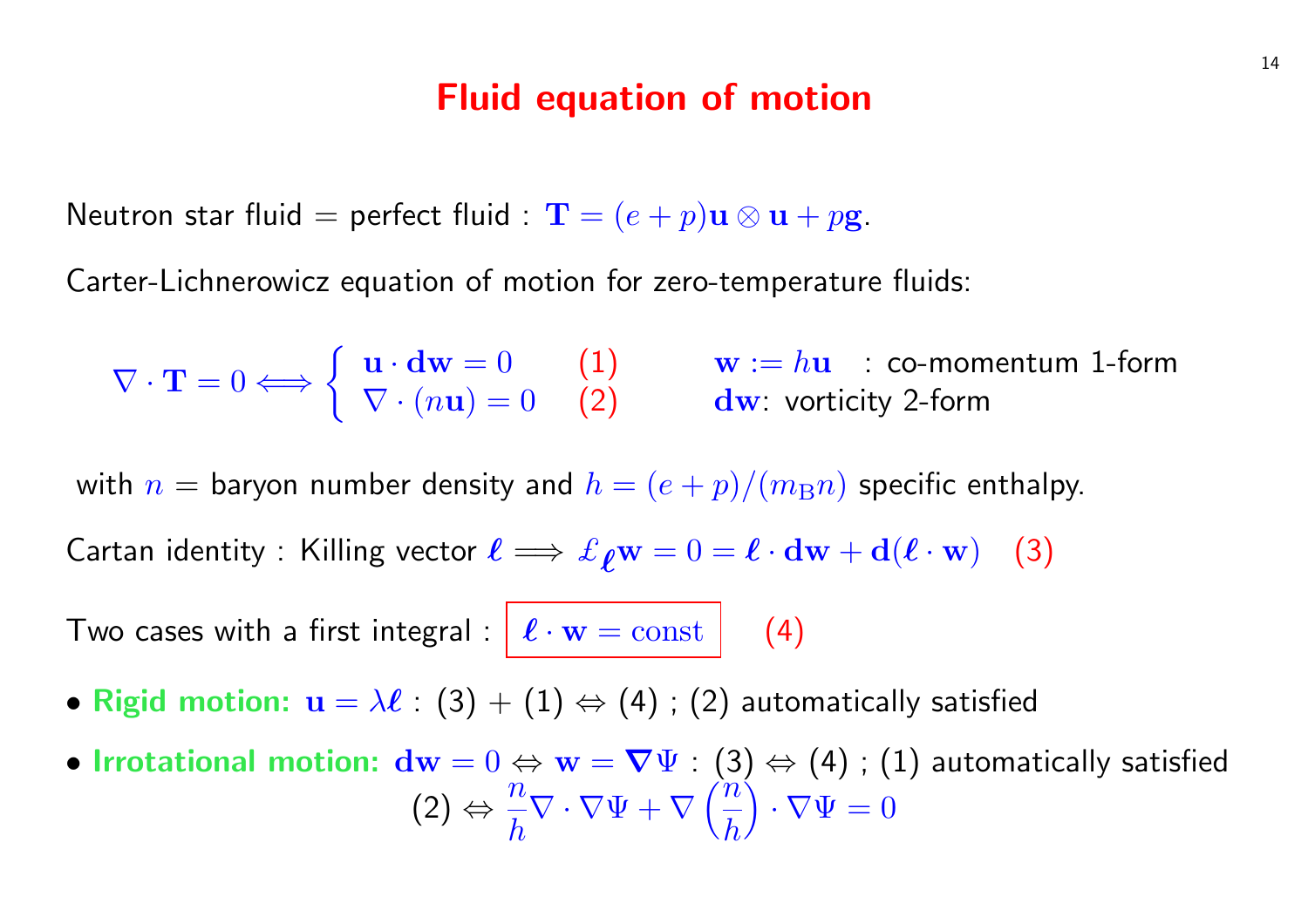# Fluid equation of motion

Neutron star fluid = perfect fluid : $\mathbf{T} = (e+p)\mathbf{u}\otimes\mathbf{u} + p\mathbf{g}$.

Carter-Lichnerowicz equation of motion for zero-temperature fluids:

$$\nabla\cdot\mathbf{T} = 0 \Longleftrightarrow \begin{cases} \mathbf{u}\cdot\mathbf{dw} = 0 & (1) \\ \nabla\cdot(n\mathbf{u}) = 0 & (2) \end{cases}$$

$\mathbf{w} := h\mathbf{u}$ : co-momentum 1-form

$\mathbf{dw}$: vorticity 2-form

with $n$ = baryon number density and $h = (e+p)/(m_{\mathrm{B}}n)$ specific enthalpy.

Cartan identity : Killing vector $\boldsymbol{\ell} \Longrightarrow \pounds_{\boldsymbol{\ell}}\mathbf{w} = 0 = \boldsymbol{\ell}\cdot\mathbf{dw} + \mathbf{d}(\boldsymbol{\ell}\cdot\mathbf{w})$ (3)

Two cases with a first integral : $\boxed{\boldsymbol{\ell}\cdot\mathbf{w} = \mathrm{const}}$ (4)

- **Rigid motion:** $\mathbf{u} = \lambda\boldsymbol{\ell}$ : (3) + (1) ⇔ (4) ; (2) automatically satisfied
- **Irrotational motion:** $\mathbf{dw} = 0 \Leftrightarrow \mathbf{w} = \boldsymbol{\nabla}\Psi$ : (3) ⇔ (4) ; (1) automatically satisfied

$$(2) \Leftrightarrow \frac{n}{h}\nabla\cdot\nabla\Psi + \nabla\left(\frac{n}{h}\right)\cdot\nabla\Psi = 0$$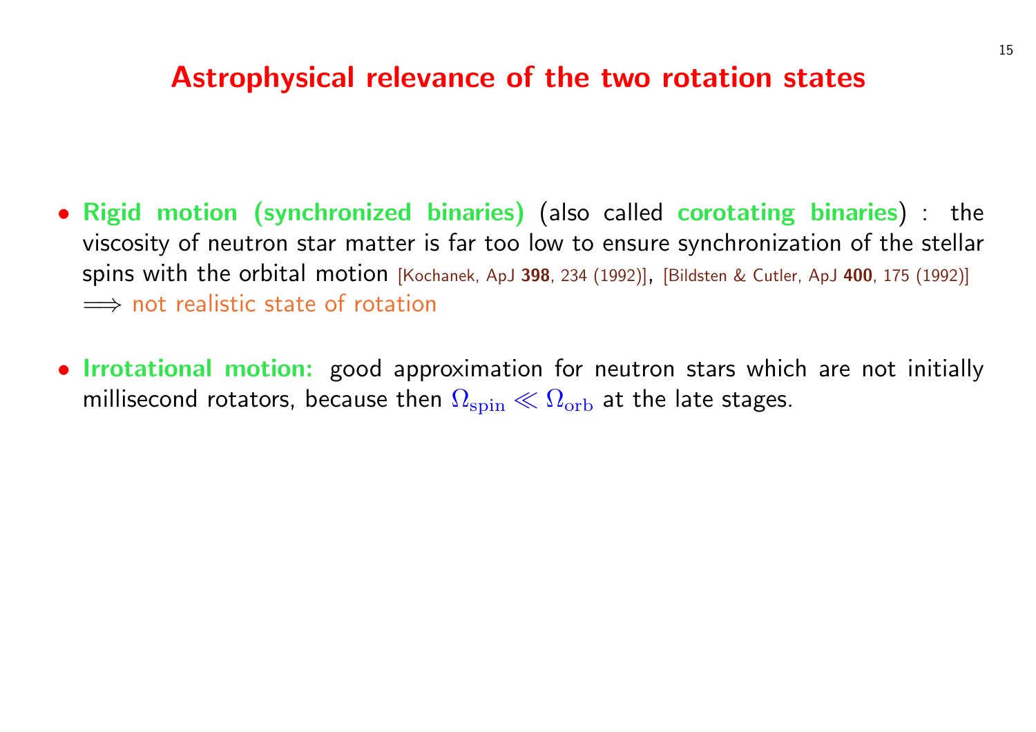# Astrophysical relevance of the two rotation states

- **Rigid motion (synchronized binaries)** (also called **corotating binaries**) : the viscosity of neutron star matter is far too low to ensure synchronization of the stellar spins with the orbital motion [Kochanek, ApJ **398**, 234 (1992)], [Bildsten & Cutler, ApJ **400**, 175 (1992)] $\Longrightarrow$ not realistic state of rotation

- **Irrotational motion:** good approximation for neutron stars which are not initially millisecond rotators, because then $\Omega_{\rm spin} \ll \Omega_{\rm orb}$ at the late stages.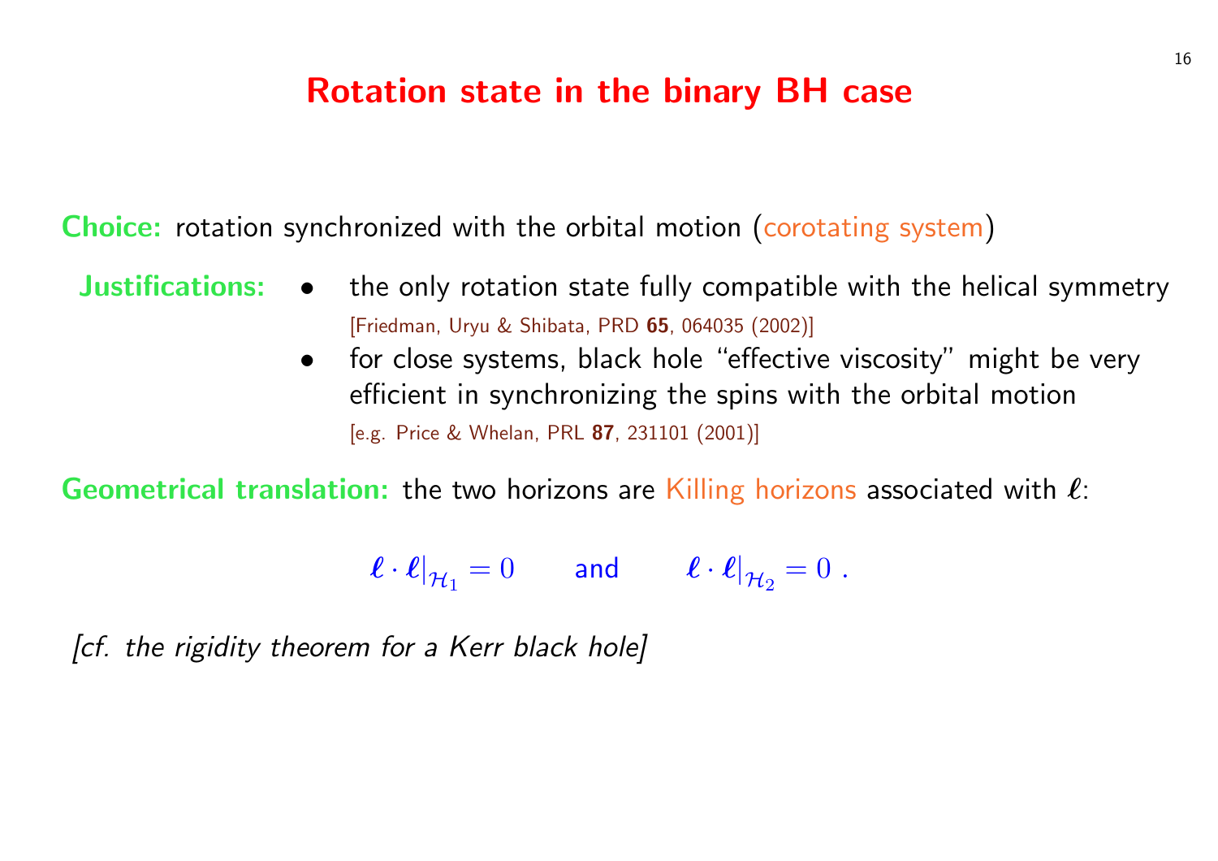# Rotation state in the binary BH case

**Choice:** rotation synchronized with the orbital motion (corotating system)

**Justifications:**

- the only rotation state fully compatible with the helical symmetry [Friedman, Uryu & Shibata, PRD **65**, 064035 (2002)]
- for close systems, black hole "effective viscosity" might be very efficient in synchronizing the spins with the orbital motion [e.g. Price & Whelan, PRL **87**, 231101 (2001)]

**Geometrical translation:** the two horizons are Killing horizons associated with $\boldsymbol{\ell}$:

$$\boldsymbol{\ell} \cdot \boldsymbol{\ell}|_{\mathcal{H}_1} = 0 \qquad \text{and} \qquad \boldsymbol{\ell} \cdot \boldsymbol{\ell}|_{\mathcal{H}_2} = 0 \; .$$

*[cf. the rigidity theorem for a Kerr black hole]*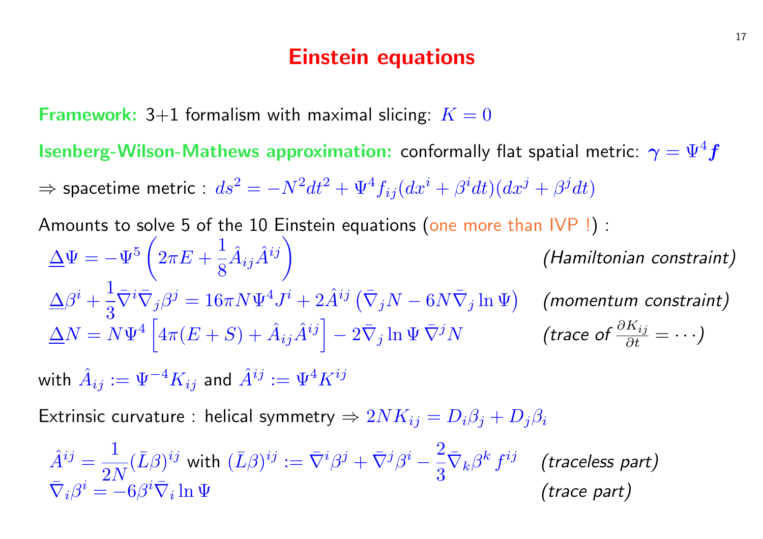# Einstein equations

**Framework:** 3+1 formalism with maximal slicing: $K = 0$

**Isenberg-Wilson-Mathews approximation:** conformally flat spatial metric: $\boldsymbol{\gamma} = \Psi^4 \boldsymbol{f}$

$\Rightarrow$ spacetime metric : $ds^2 = -N^2 dt^2 + \Psi^4 f_{ij}(dx^i + \beta^i dt)(dx^j + \beta^j dt)$

Amounts to solve 5 of the 10 Einstein equations (one more than IVP !) :

$$\underline{\Delta}\Psi = -\Psi^5 \left( 2\pi E + \frac{1}{8} \hat{A}_{ij}\hat{A}^{ij} \right) \qquad \textit{(Hamiltonian constraint)}$$

$$\underline{\Delta}\beta^i + \frac{1}{3}\bar{\nabla}^i \bar{\nabla}_j \beta^j = 16\pi N \Psi^4 J^i + 2\hat{A}^{ij}\left(\bar{\nabla}_j N - 6N\bar{\nabla}_j \ln\Psi\right) \qquad \textit{(momentum constraint)}$$

$$\underline{\Delta}N = N\Psi^4 \left[ 4\pi(E+S) + \hat{A}_{ij}\hat{A}^{ij} \right] - 2\bar{\nabla}_j \ln\Psi \, \bar{\nabla}^j N \qquad \textit{(trace of } \frac{\partial K_{ij}}{\partial t} = \cdots \textit{)}$$

with $\hat{A}_{ij} := \Psi^{-4} K_{ij}$ and $\hat{A}^{ij} := \Psi^4 K^{ij}$

Extrinsic curvature : helical symmetry $\Rightarrow 2NK_{ij} = D_i\beta_j + D_j\beta_i$

$$\hat{A}^{ij} = \frac{1}{2N}(\bar{L}\beta)^{ij} \text{ with } (\bar{L}\beta)^{ij} := \bar{\nabla}^i\beta^j + \bar{\nabla}^j\beta^i - \frac{2}{3}\bar{\nabla}_k\beta^k f^{ij} \qquad \textit{(traceless part)}$$

$$\bar{\nabla}_i\beta^i = -6\beta^i\bar{\nabla}_i \ln\Psi \qquad \textit{(trace part)}$$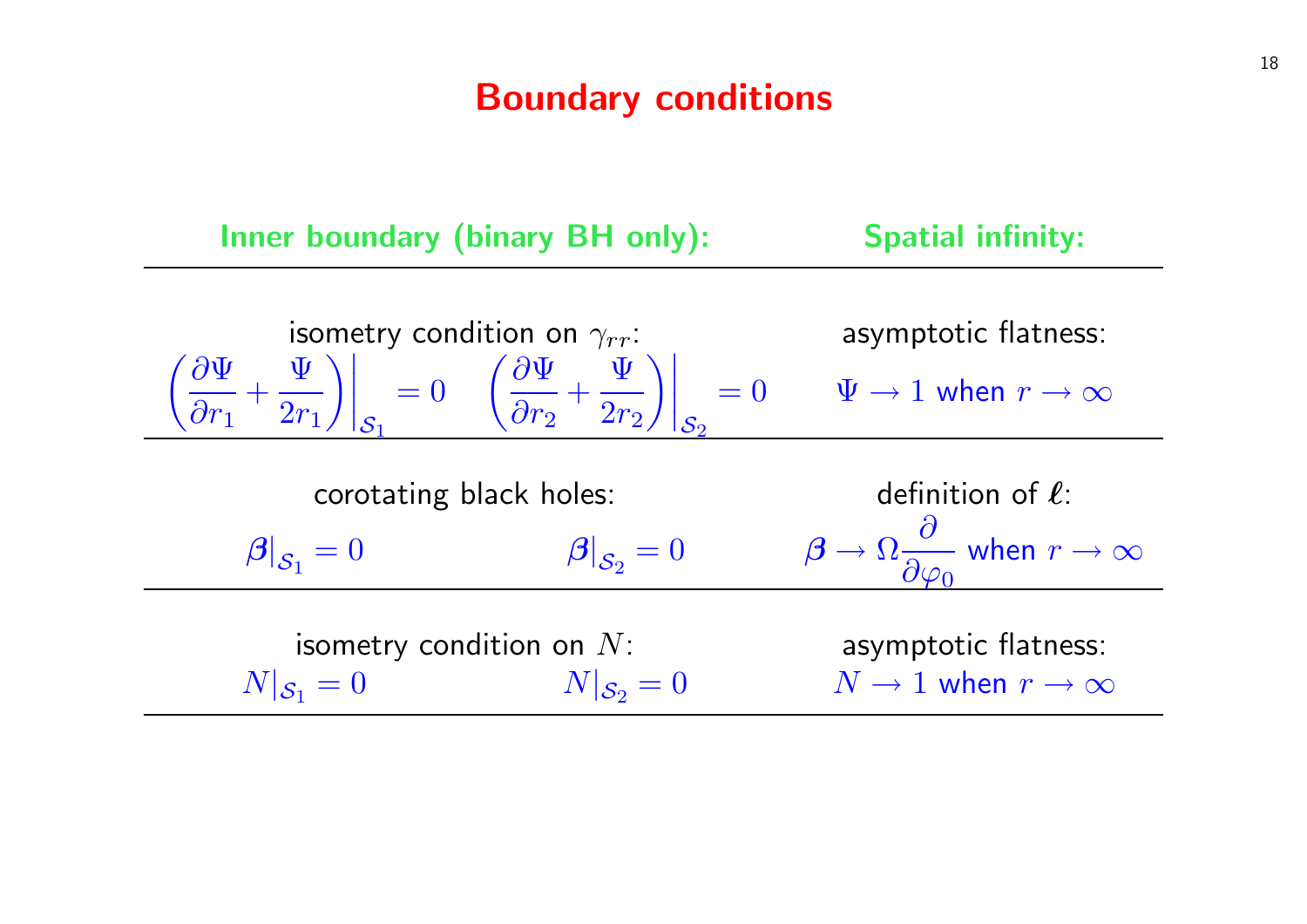# Boundary conditions

| Inner boundary (binary BH only): | | Spatial infinity: |
|---|---|---|
| isometry condition on $\gamma_{rr}$: $\left.\left(\frac{\partial \Psi}{\partial r_1} + \frac{\Psi}{2r_1}\right)\right\|_{\mathcal{S}_1} = 0$ | $\left.\left(\frac{\partial \Psi}{\partial r_2} + \frac{\Psi}{2r_2}\right)\right\|_{\mathcal{S}_2} = 0$ | asymptotic flatness: $\Psi \to 1$ when $r \to \infty$ |
| corotating black holes: $\boldsymbol{\beta}\|_{\mathcal{S}_1} = 0$ | $\boldsymbol{\beta}\|_{\mathcal{S}_2} = 0$ | definition of $\boldsymbol{\ell}$: $\boldsymbol{\beta} \to \Omega \frac{\partial}{\partial \varphi_0}$ when $r \to \infty$ |
| isometry condition on $N$: $N\|_{\mathcal{S}_1} = 0$ | $N\|_{\mathcal{S}_2} = 0$ | asymptotic flatness: $N \to 1$ when $r \to \infty$ |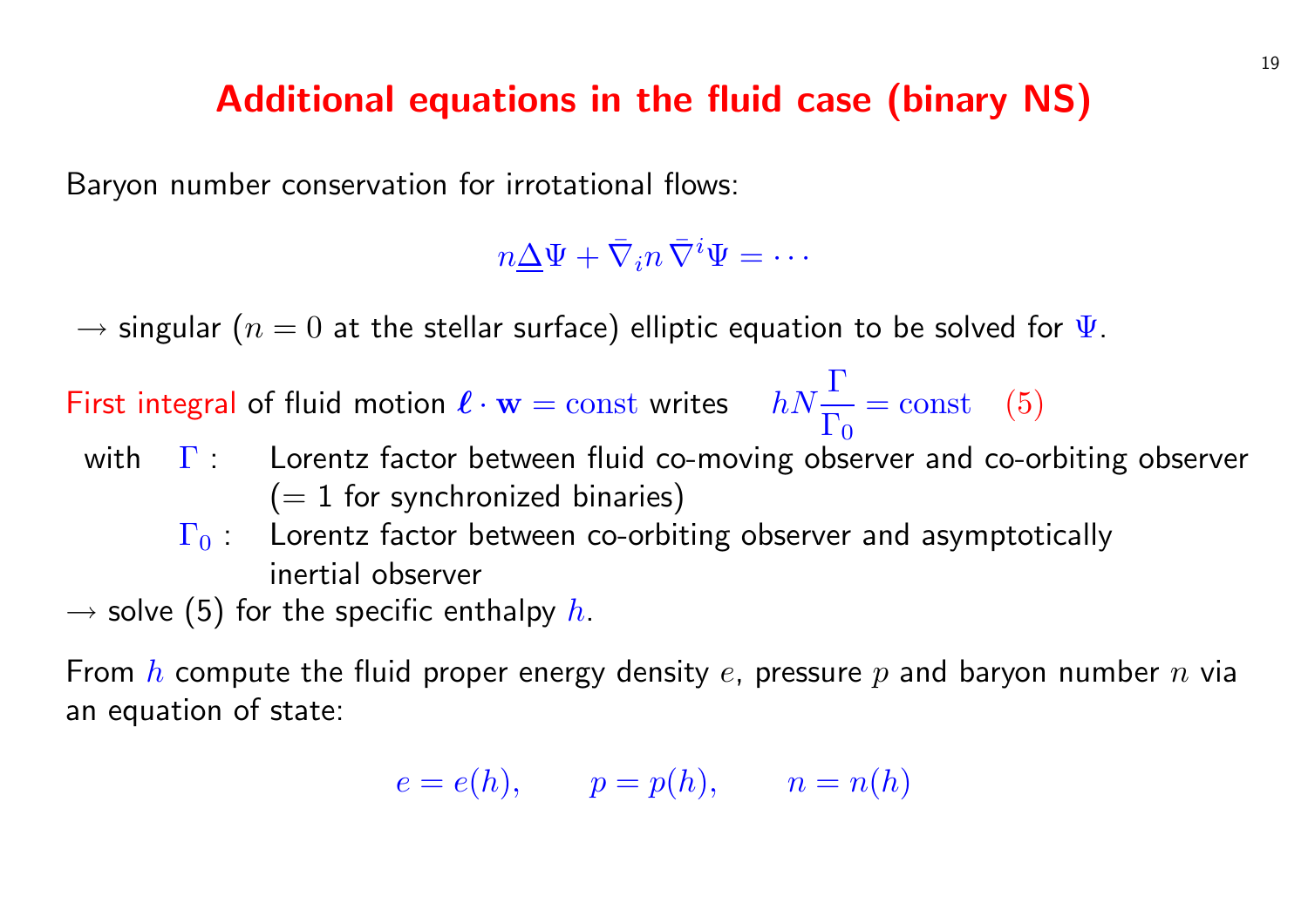# Additional equations in the fluid case (binary NS)

Baryon number conservation for irrotational flows:

$$n\underline{\Delta}\Psi + \bar{\nabla}_i n\, \bar{\nabla}^i \Psi = \cdots$$

$\rightarrow$ singular ($n = 0$ at the stellar surface) elliptic equation to be solved for $\Psi$.

First integral of fluid motion $\boldsymbol{\ell} \cdot \mathbf{w} = \mathrm{const}$ writes $\quad hN\dfrac{\Gamma}{\Gamma_0} = \mathrm{const} \quad (5)$

with

- $\Gamma$ : Lorentz factor between fluid co-moving observer and co-orbiting observer ($= 1$ for synchronized binaries)
- $\Gamma_0$ : Lorentz factor between co-orbiting observer and asymptotically inertial observer

$\rightarrow$ solve (5) for the specific enthalpy $h$.

From $h$ compute the fluid proper energy density $e$, pressure $p$ and baryon number $n$ via an equation of state:

$$e = e(h), \qquad p = p(h), \qquad n = n(h)$$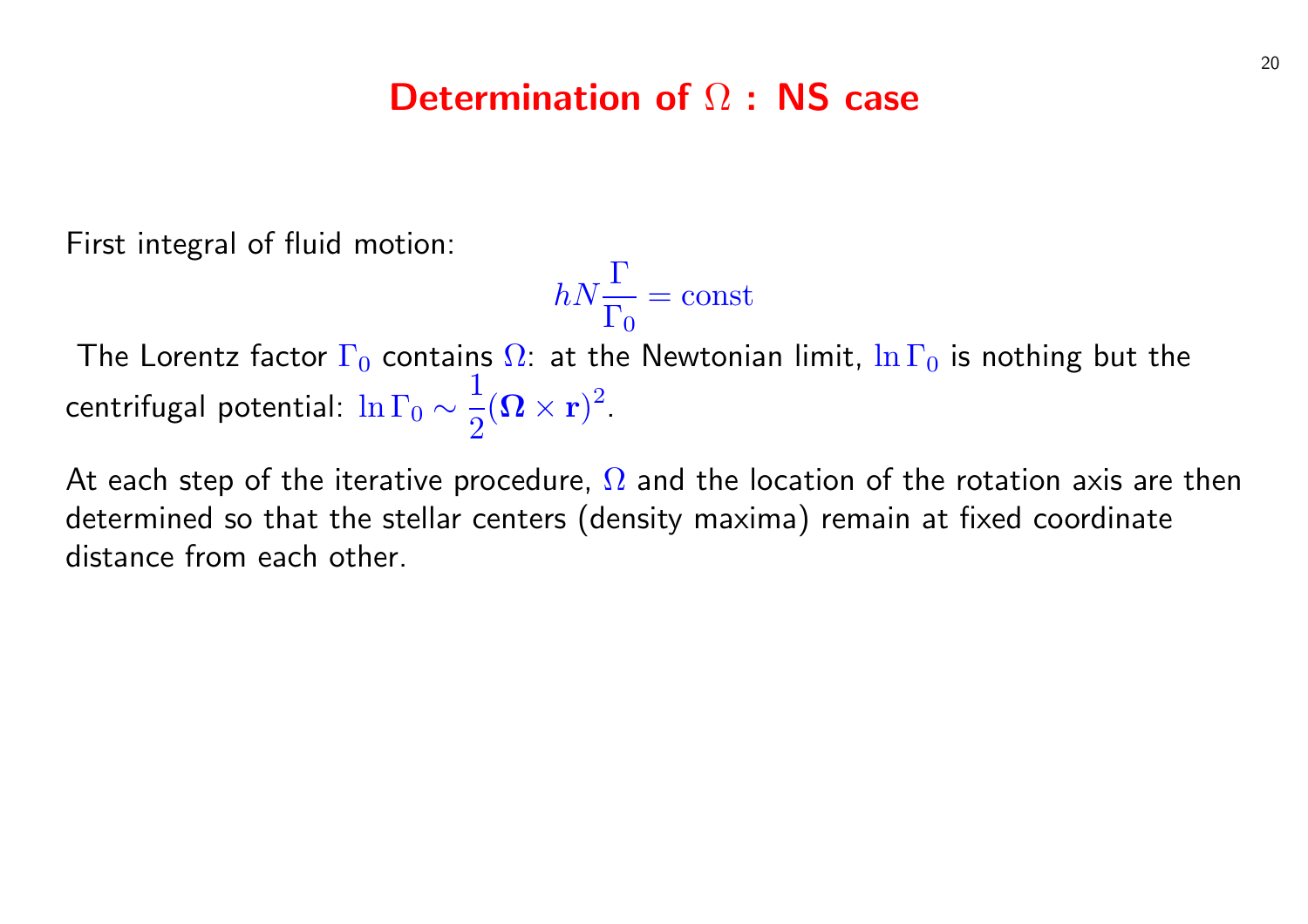# Determination of $\Omega$ : NS case

First integral of fluid motion:

$$hN\frac{\Gamma}{\Gamma_0} = \mathrm{const}$$

The Lorentz factor $\Gamma_0$ contains $\Omega$: at the Newtonian limit, $\ln \Gamma_0$ is nothing but the centrifugal potential: $\ln \Gamma_0 \sim \frac{1}{2}(\mathbf{\Omega} \times \mathbf{r})^2$.

At each step of the iterative procedure, $\Omega$ and the location of the rotation axis are then determined so that the stellar centers (density maxima) remain at fixed coordinate distance from each other.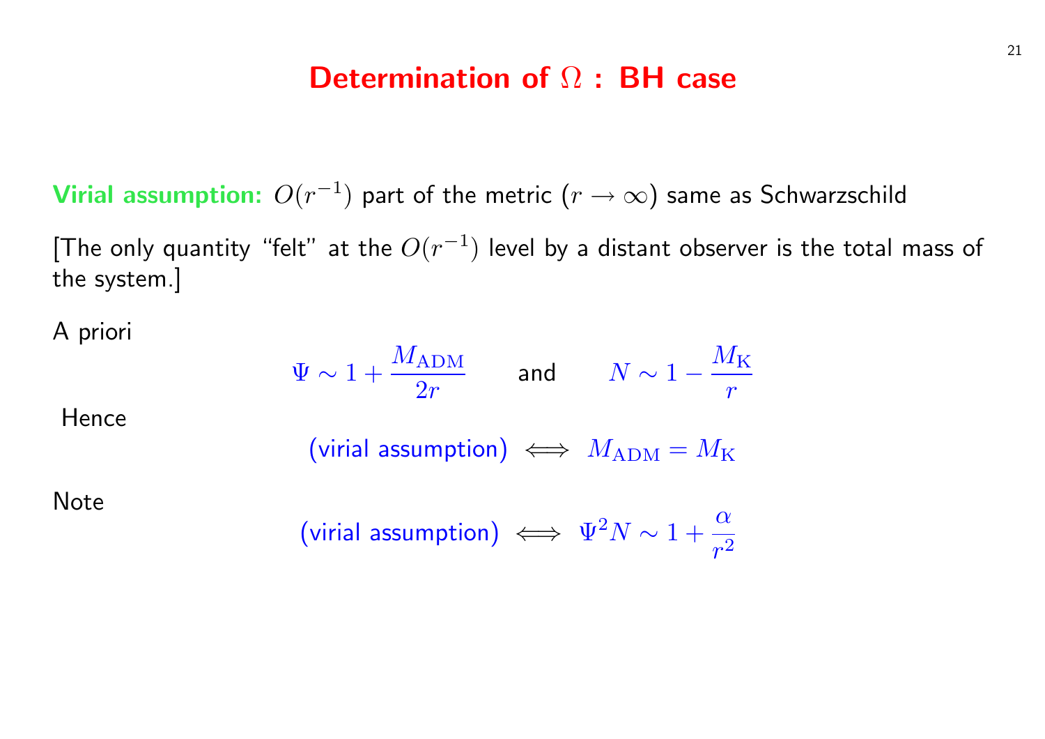# Determination of $\Omega$ : BH case

**Virial assumption:** $O(r^{-1})$ part of the metric ($r \to \infty$) same as Schwarzschild

[The only quantity "felt" at the $O(r^{-1})$ level by a distant observer is the total mass of the system.]

A priori

$$\Psi \sim 1 + \frac{M_{\rm ADM}}{2r} \qquad \text{and} \qquad N \sim 1 - \frac{M_{\rm K}}{r}$$

Hence

$$\text{(virial assumption)} \iff M_{\rm ADM} = M_{\rm K}$$

Note

$$\text{(virial assumption)} \iff \Psi^2 N \sim 1 + \frac{\alpha}{r^2}$$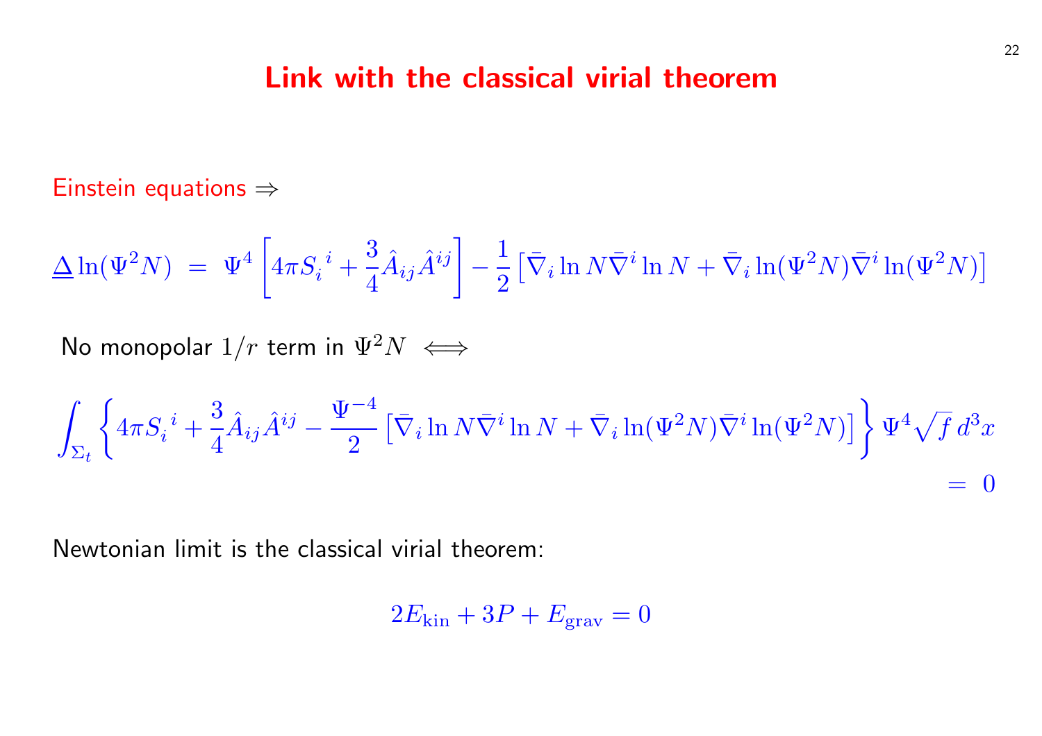# Link with the classical virial theorem

Einstein equations $\Rightarrow$

$$\underline{\Delta} \ln(\Psi^2 N) \; = \; \Psi^4 \left[ 4\pi S_i^{\ i} + \frac{3}{4} \hat{A}_{ij} \hat{A}^{ij} \right] - \frac{1}{2} \left[ \bar{\nabla}_i \ln N \bar{\nabla}^i \ln N + \bar{\nabla}_i \ln(\Psi^2 N) \bar{\nabla}^i \ln(\Psi^2 N) \right]$$

No monopolar $1/r$ term in $\Psi^2 N \iff$

$$\int_{\Sigma_t} \left\{ 4\pi S_i^{\ i} + \frac{3}{4} \hat{A}_{ij} \hat{A}^{ij} - \frac{\Psi^{-4}}{2} \left[ \bar{\nabla}_i \ln N \bar{\nabla}^i \ln N + \bar{\nabla}_i \ln(\Psi^2 N) \bar{\nabla}^i \ln(\Psi^2 N) \right] \right\} \Psi^4 \sqrt{f} \, d^3x = 0$$

Newtonian limit is the classical virial theorem:

$$2E_{\rm kin} + 3P + E_{\rm grav} = 0$$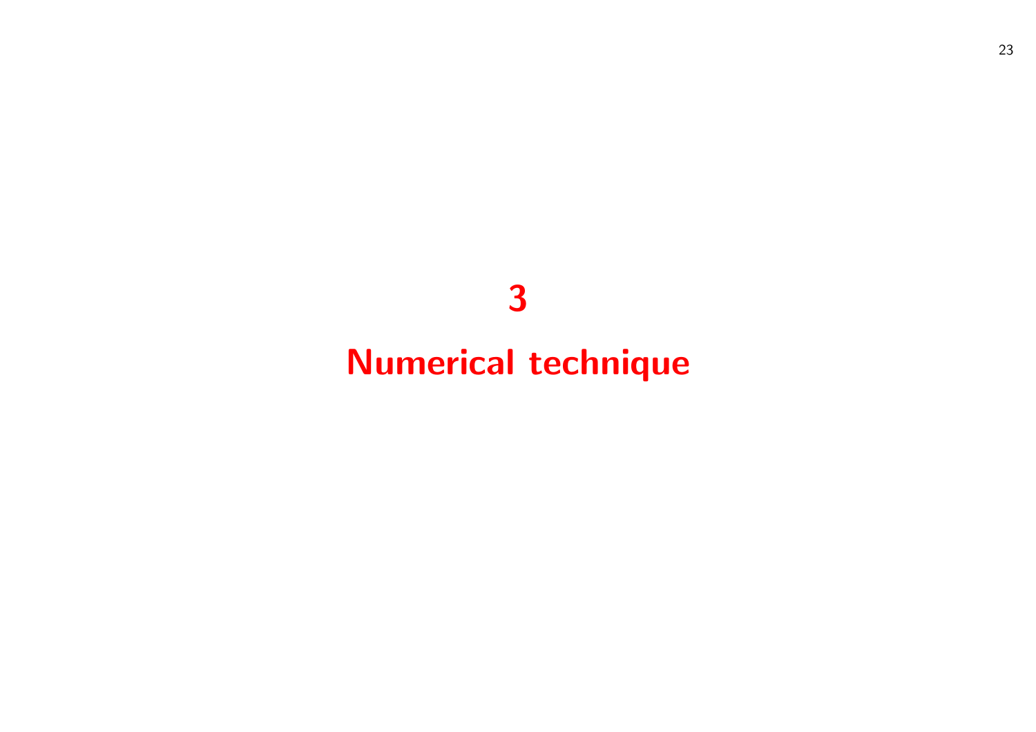# 3

# Numerical technique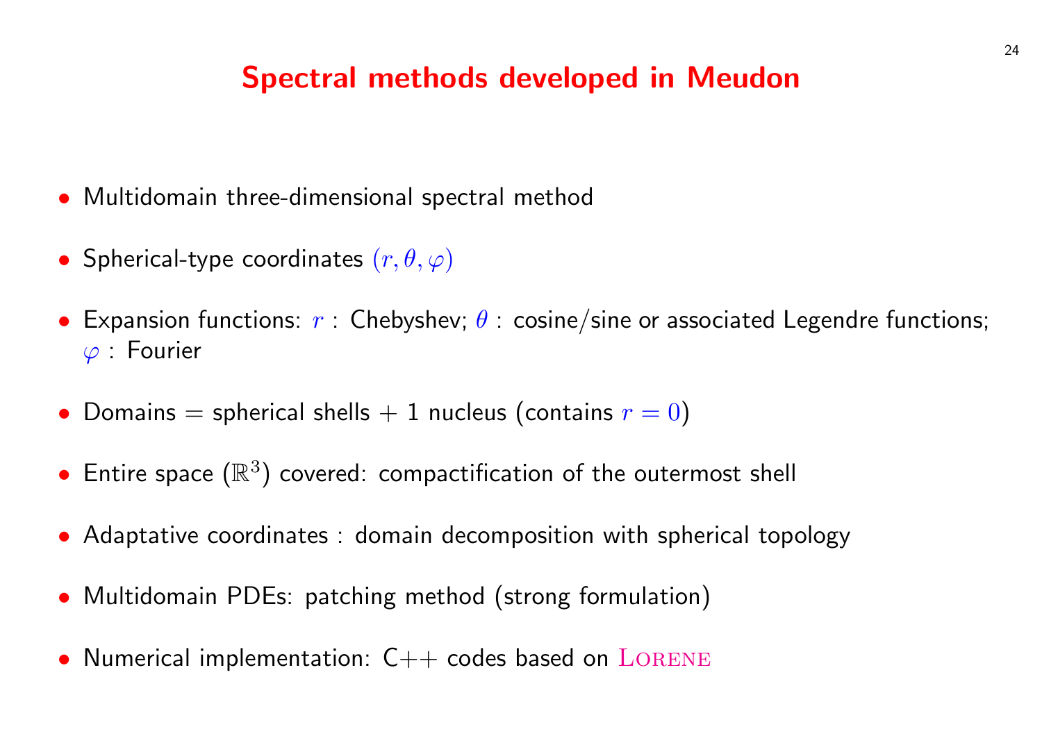# Spectral methods developed in Meudon

- Multidomain three-dimensional spectral method
- Spherical-type coordinates $(r, \theta, \varphi)$
- Expansion functions: $r$ : Chebyshev; $\theta$ : cosine/sine or associated Legendre functions; $\varphi$ : Fourier
- Domains = spherical shells + 1 nucleus (contains $r = 0$)
- Entire space ($\mathbb{R}^3$) covered: compactification of the outermost shell
- Adaptative coordinates : domain decomposition with spherical topology
- Multidomain PDEs: patching method (strong formulation)
- Numerical implementation: C++ codes based on LORENE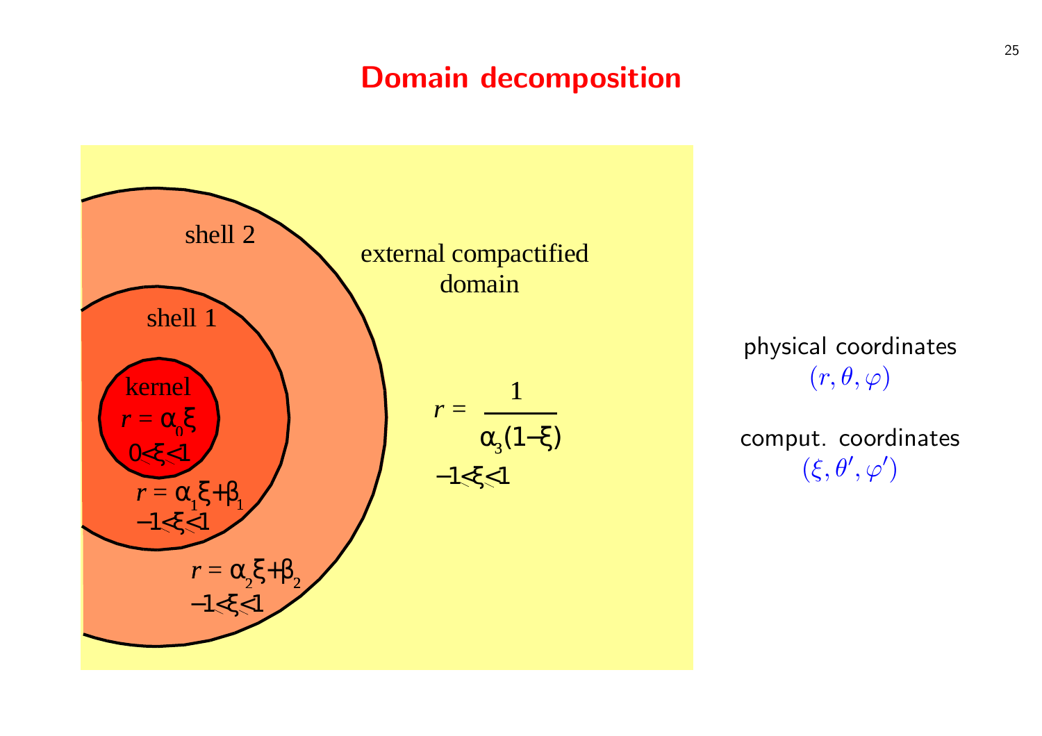# Domain decomposition

shell 2

external compactified domain

shell 1

kernel

$r = \alpha_0 \xi$

$0 \leq \xi \leq 1$

$r = \alpha_1 \xi + \beta_1$

$-1 \leq \xi \leq 1$

$r = \alpha_2 \xi + \beta_2$

$-1 \leq \xi \leq 1$

$$r = \frac{1}{\alpha_3 (1 - \xi)}$$

$-1 \leq \xi \leq 1$

physical coordinates
$(r, \theta, \varphi)$

comput. coordinates
$(\xi, \theta', \varphi')$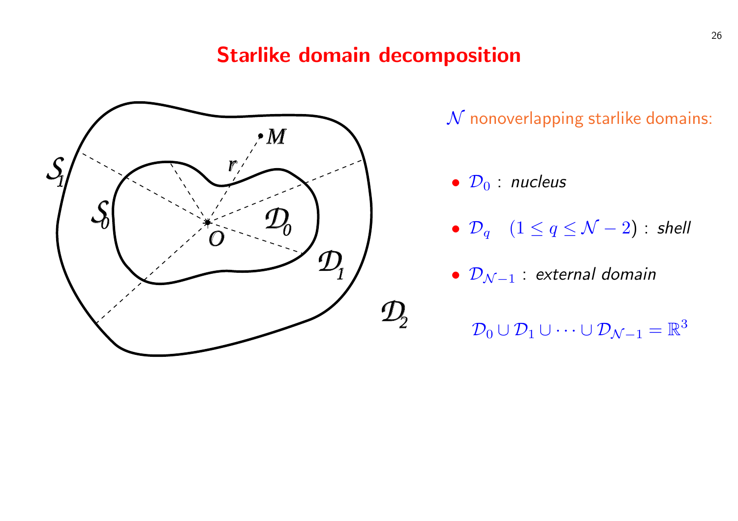# Starlike domain decomposition

$\mathcal{N}$ nonoverlapping starlike domains:

- $\mathcal{D}_0$ : *nucleus*
- $\mathcal{D}_q \quad (1 \leq q \leq \mathcal{N}-2)$ : *shell*
- $\mathcal{D}_{\mathcal{N}-1}$ : *external domain*

$$\mathcal{D}_0 \cup \mathcal{D}_1 \cup \cdots \cup \mathcal{D}_{\mathcal{N}-1} = \mathbb{R}^3$$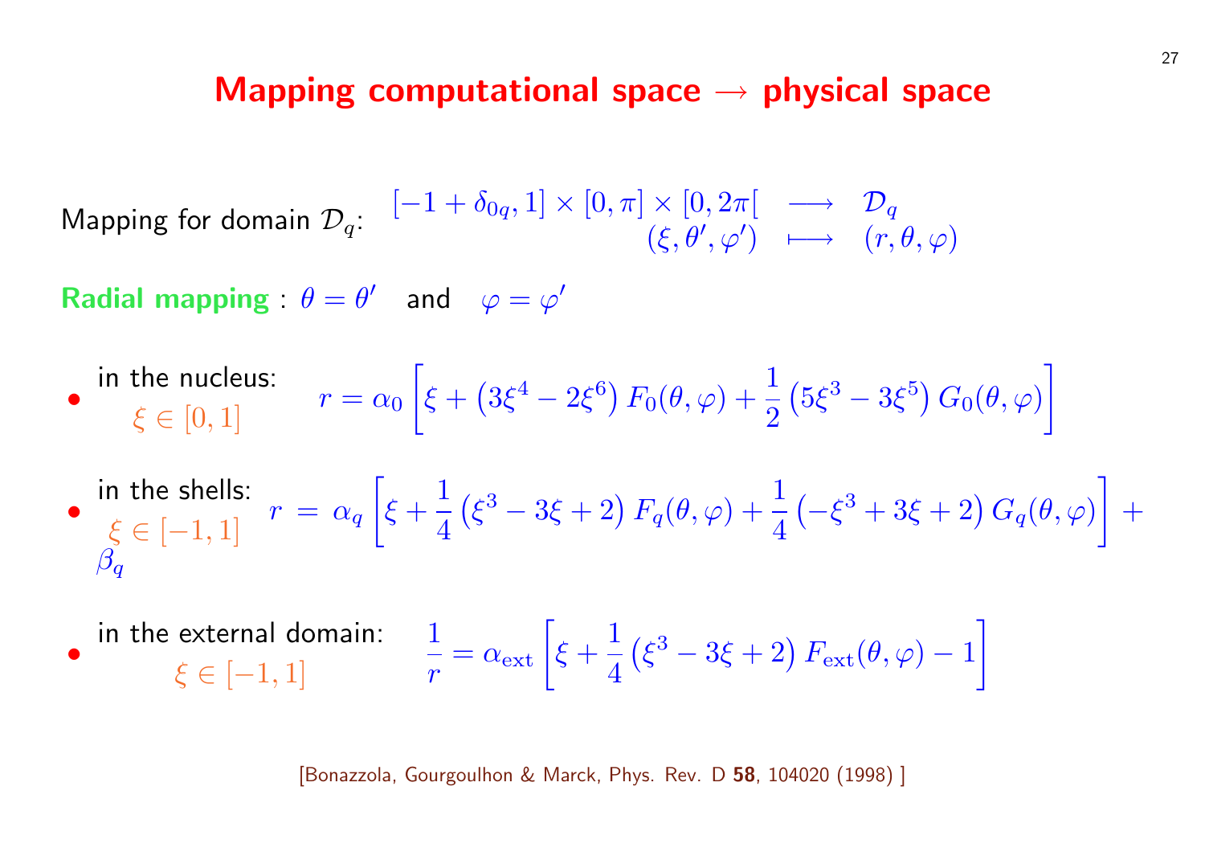# Mapping computational space → physical space

Mapping for domain $\mathcal{D}_q$: $\quad \begin{array}{rcl} [-1+\delta_{0q}, 1] \times [0,\pi] \times [0, 2\pi[ & \longrightarrow & \mathcal{D}_q \\ (\xi, \theta', \varphi') & \longmapsto & (r, \theta, \varphi) \end{array}$

**Radial mapping** : $\theta = \theta'$ and $\varphi = \varphi'$

- in the nucleus: $\xi \in [0,1]$

$$r = \alpha_0 \left[ \xi + \left(3\xi^4 - 2\xi^6\right) F_0(\theta,\varphi) + \frac{1}{2}\left(5\xi^3 - 3\xi^5\right) G_0(\theta,\varphi) \right]$$

- in the shells: $\xi \in [-1,1]$

$$r = \alpha_q \left[ \xi + \frac{1}{4}\left(\xi^3 - 3\xi + 2\right) F_q(\theta,\varphi) + \frac{1}{4}\left(-\xi^3 + 3\xi + 2\right) G_q(\theta,\varphi) \right] + \beta_q$$

- in the external domain: $\xi \in [-1,1]$

$$\frac{1}{r} = \alpha_{\rm ext} \left[ \xi + \frac{1}{4}\left(\xi^3 - 3\xi + 2\right) F_{\rm ext}(\theta,\varphi) - 1 \right]$$

[Bonazzola, Gourgoulhon & Marck, Phys. Rev. D **58**, 104020 (1998) ]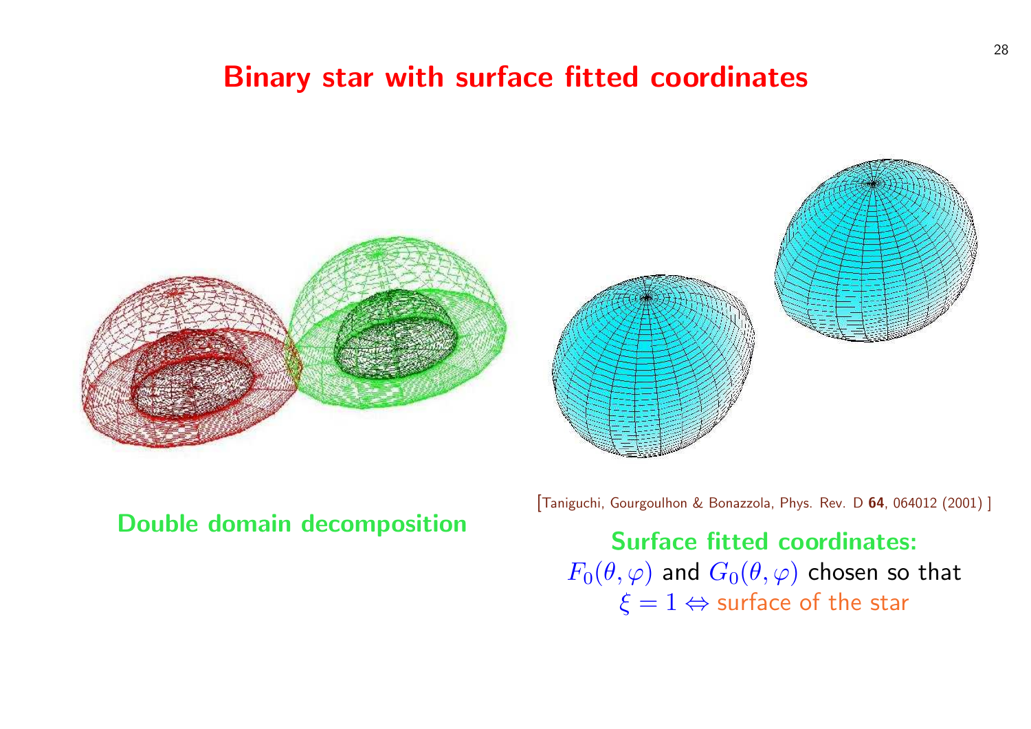# Binary star with surface fitted coordinates

**Double domain decomposition**

[Taniguchi, Gourgoulhon & Bonazzola, Phys. Rev. D **64**, 064012 (2001) ]

**Surface fitted coordinates:**
$F_0(\theta, \varphi)$ and $G_0(\theta, \varphi)$ chosen so that
$\xi = 1 \Leftrightarrow$ surface of the star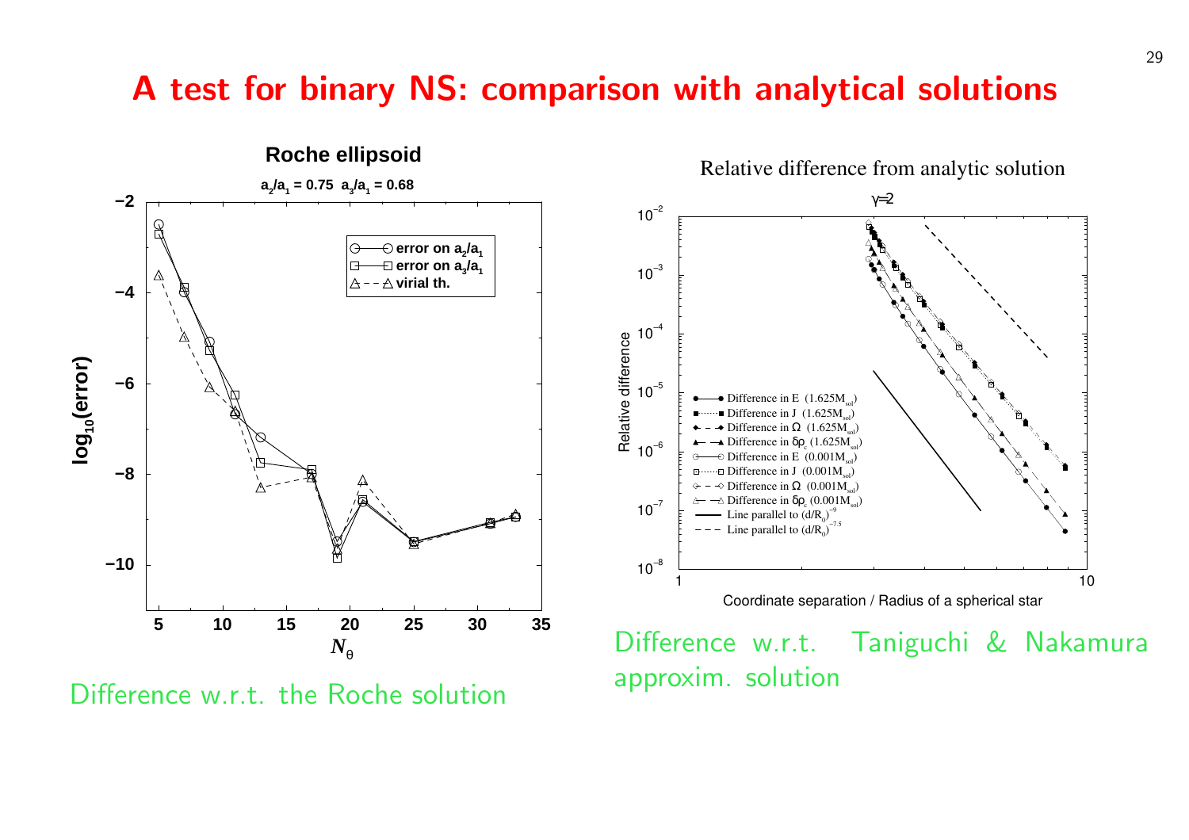# A test for binary NS: comparison with analytical solutions

Difference w.r.t. the Roche solution

Difference w.r.t. Taniguchi & Nakamura approxim. solution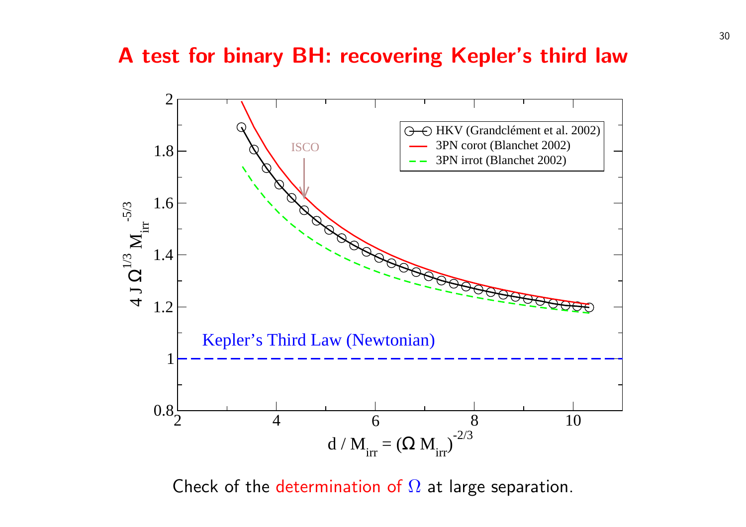# A test for binary BH: recovering Kepler's third law

Check of the determination of $\Omega$ at large separation.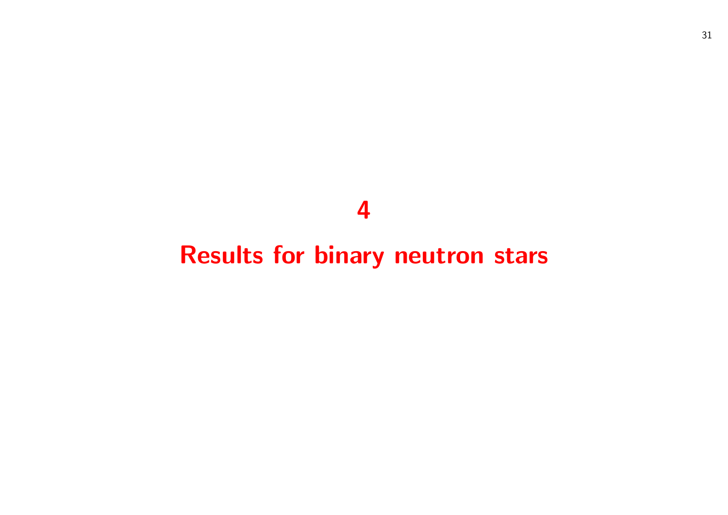# 4

# Results for binary neutron stars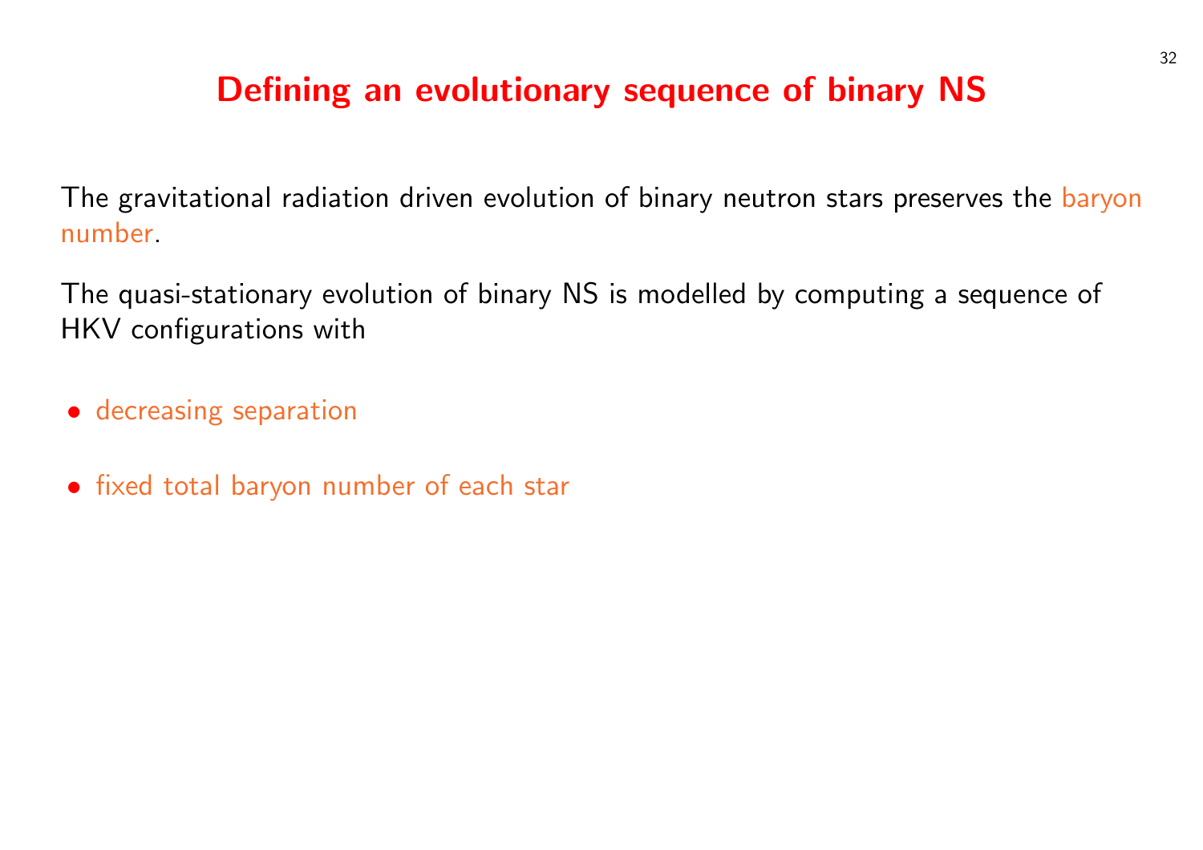# Defining an evolutionary sequence of binary NS

The gravitational radiation driven evolution of binary neutron stars preserves the baryon number.

The quasi-stationary evolution of binary NS is modelled by computing a sequence of HKV configurations with

- decreasing separation
- fixed total baryon number of each star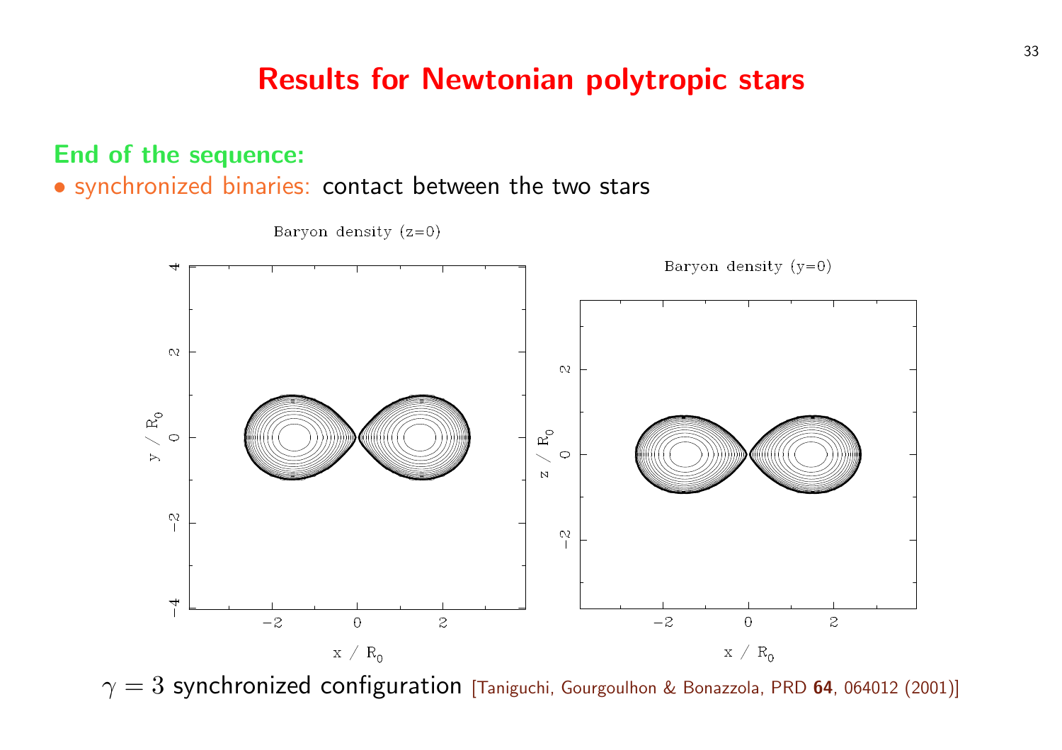# Results for Newtonian polytropic stars

**End of the sequence:**

- synchronized binaries: contact between the two stars

$\gamma = 3$ synchronized configuration [Taniguchi, Gourgoulhon & Bonazzola, PRD **64**, 064012 (2001)]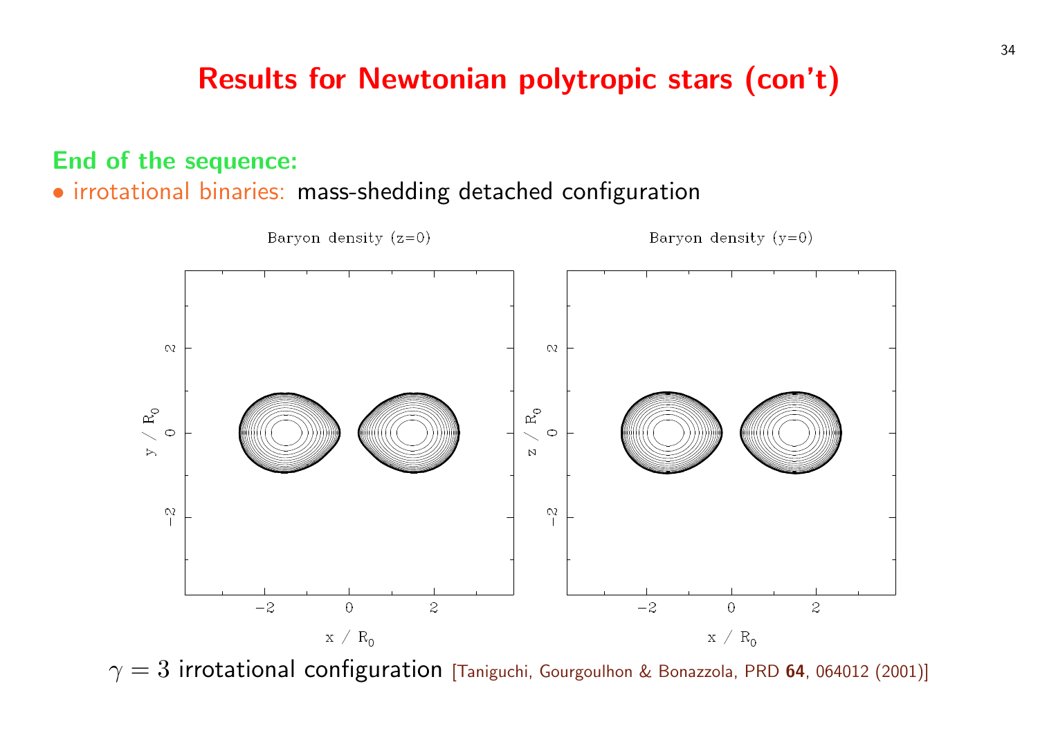# Results for Newtonian polytropic stars (con't)

**End of the sequence:**

- irrotational binaries: mass-shedding detached configuration

$\gamma = 3$ irrotational configuration [Taniguchi, Gourgoulhon & Bonazzola, PRD **64**, 064012 (2001)]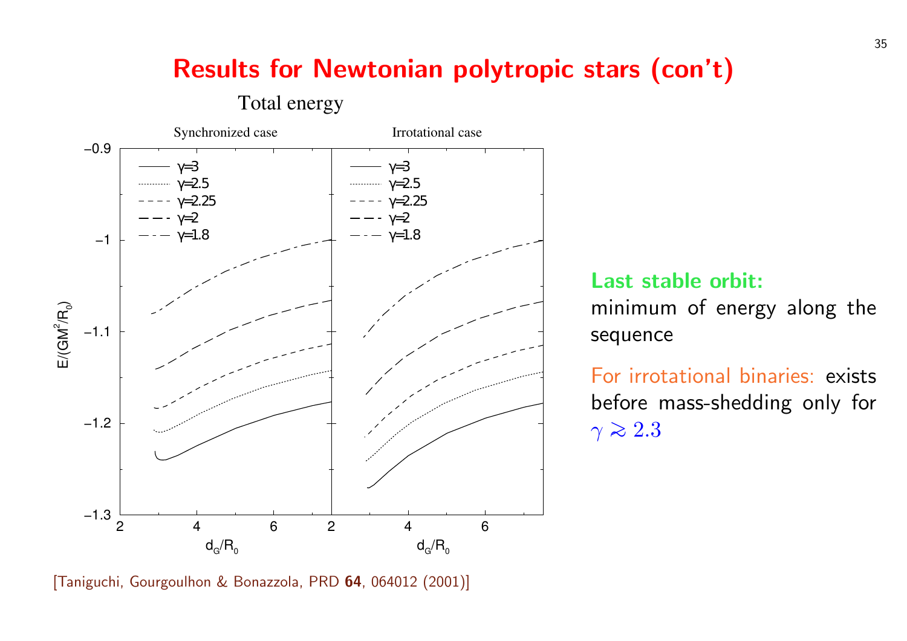# Results for Newtonian polytropic stars (con't)

Total energy

Synchronized case

Irrotational case

**Last stable orbit:** minimum of energy along the sequence

For irrotational binaries: exists before mass-shedding only for $\gamma \gtrsim 2.3$

[Taniguchi, Gourgoulhon & Bonazzola, PRD **64**, 064012 (2001)]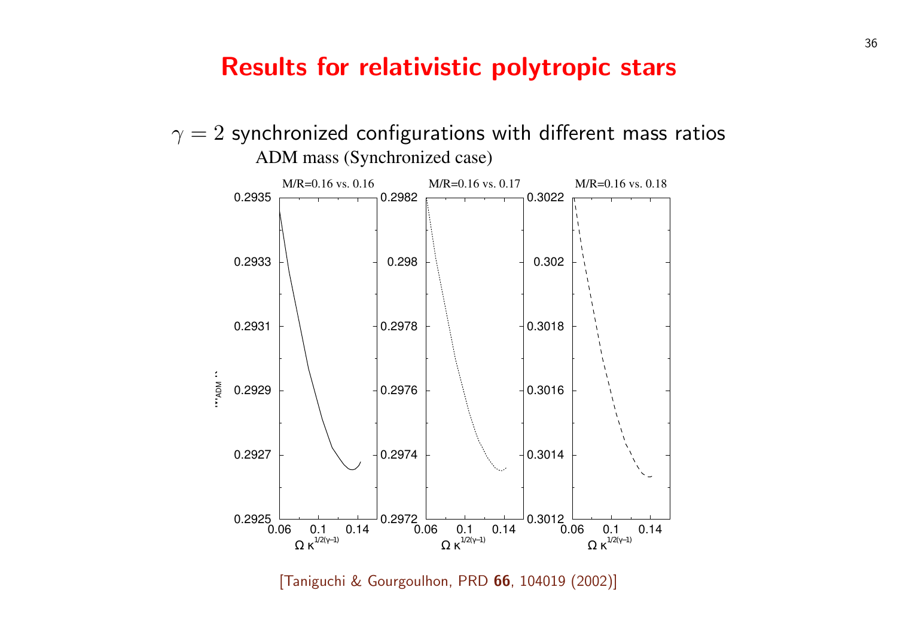# Results for relativistic polytropic stars

$\gamma = 2$ synchronized configurations with different mass ratios

ADM mass (Synchronized case)

[Taniguchi & Gourgoulhon, PRD **66**, 104019 (2002)]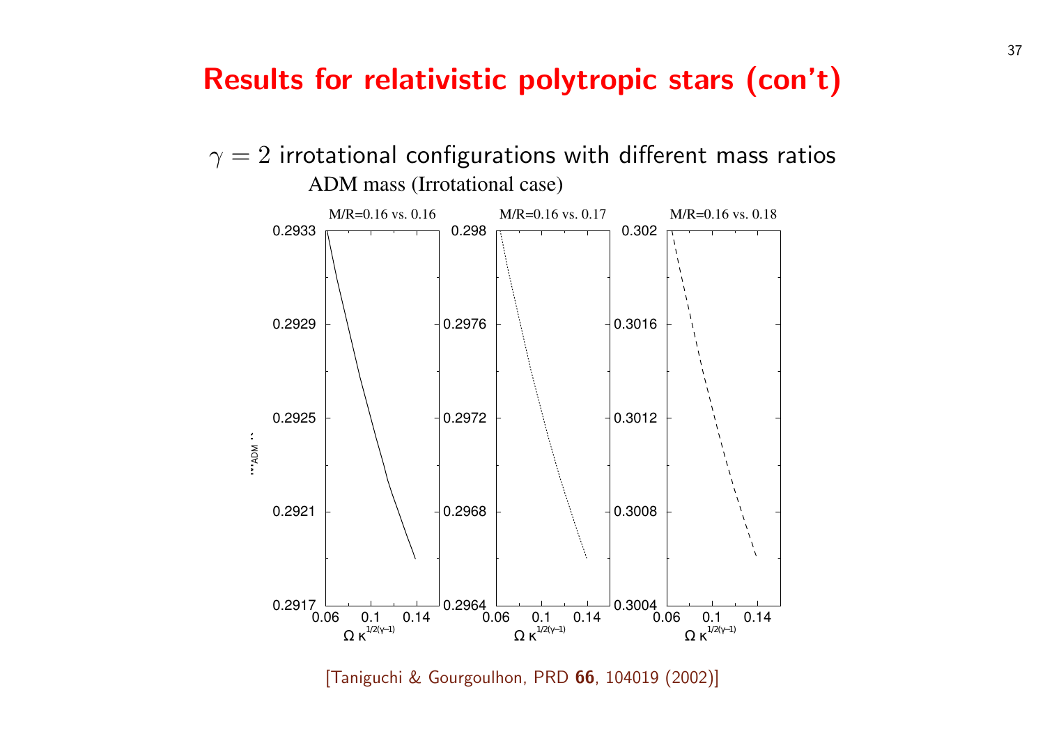# Results for relativistic polytropic stars (con't)

$\gamma = 2$ irrotational configurations with different mass ratios

ADM mass (Irrotational case)

| M/R=0.16 vs. 0.16 | M/R=0.16 vs. 0.17 | M/R=0.16 vs. 0.18 |
| --- | --- | --- |
| $M_{ADM}$: 0.2917 – 0.2933 | $M_{ADM}$: 0.2964 – 0.298 | $M_{ADM}$: 0.3004 – 0.302 |
| $\Omega\, \kappa^{1/2(\gamma-1)}$: 0.06 – 0.14 | $\Omega\, \kappa^{1/2(\gamma-1)}$: 0.06 – 0.14 | $\Omega\, \kappa^{1/2(\gamma-1)}$: 0.06 – 0.14 |

[Taniguchi & Gourgoulhon, PRD **66**, 104019 (2002)]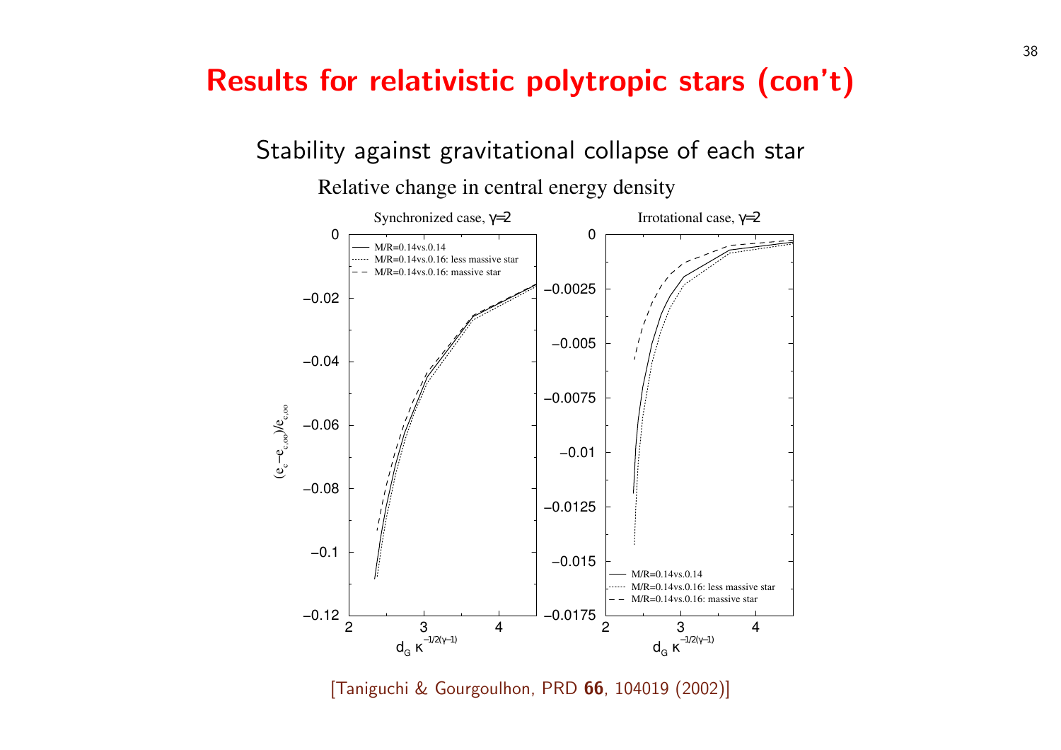# Results for relativistic polytropic stars (con't)

Stability against gravitational collapse of each star

Relative change in central energy density

[Taniguchi & Gourgoulhon, PRD **66**, 104019 (2002)]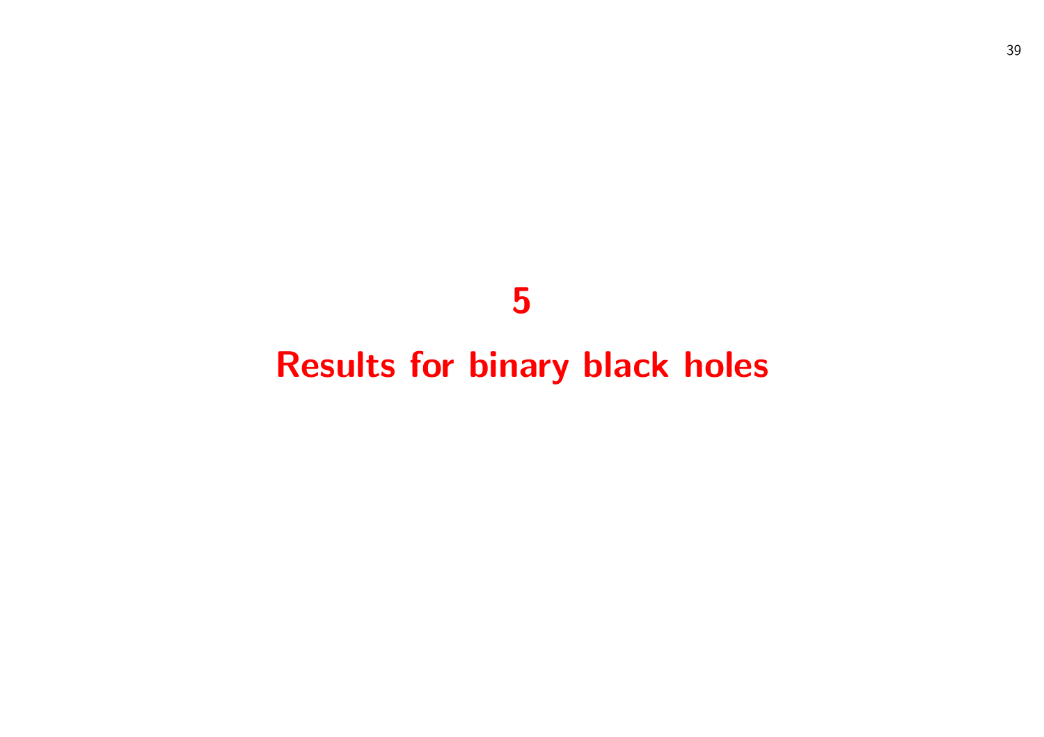# 5

# Results for binary black holes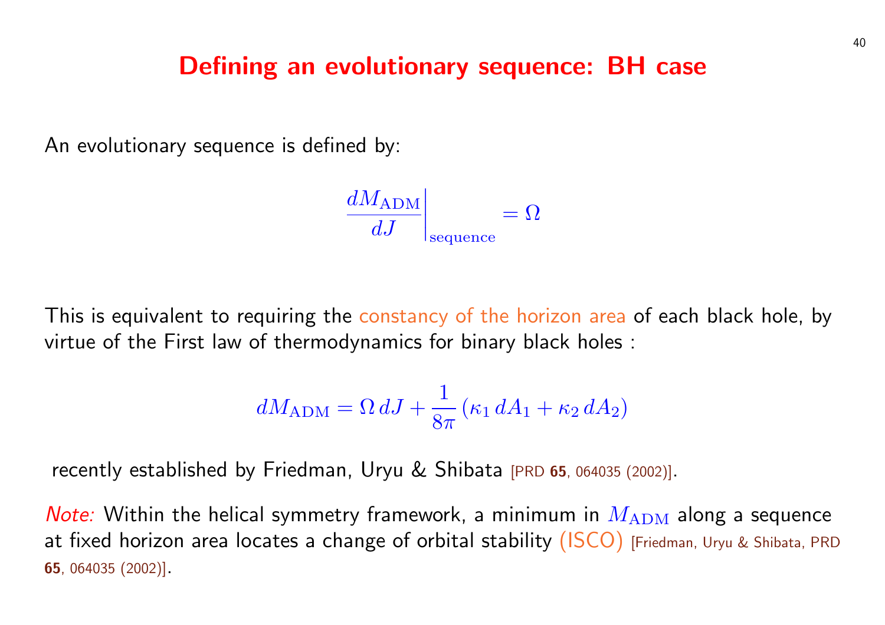# Defining an evolutionary sequence: BH case

An evolutionary sequence is defined by:

$$\left.\frac{dM_{\rm ADM}}{dJ}\right|_{\rm sequence} = \Omega$$

This is equivalent to requiring the constancy of the horizon area of each black hole, by virtue of the First law of thermodynamics for binary black holes :

$$dM_{\rm ADM} = \Omega\, dJ + \frac{1}{8\pi}\left(\kappa_1\, dA_1 + \kappa_2\, dA_2\right)$$

recently established by Friedman, Uryu & Shibata [PRD **65**, 064035 (2002)].

*Note:* Within the helical symmetry framework, a minimum in $M_{\rm ADM}$ along a sequence at fixed horizon area locates a change of orbital stability (ISCO) [Friedman, Uryu & Shibata, PRD **65**, 064035 (2002)].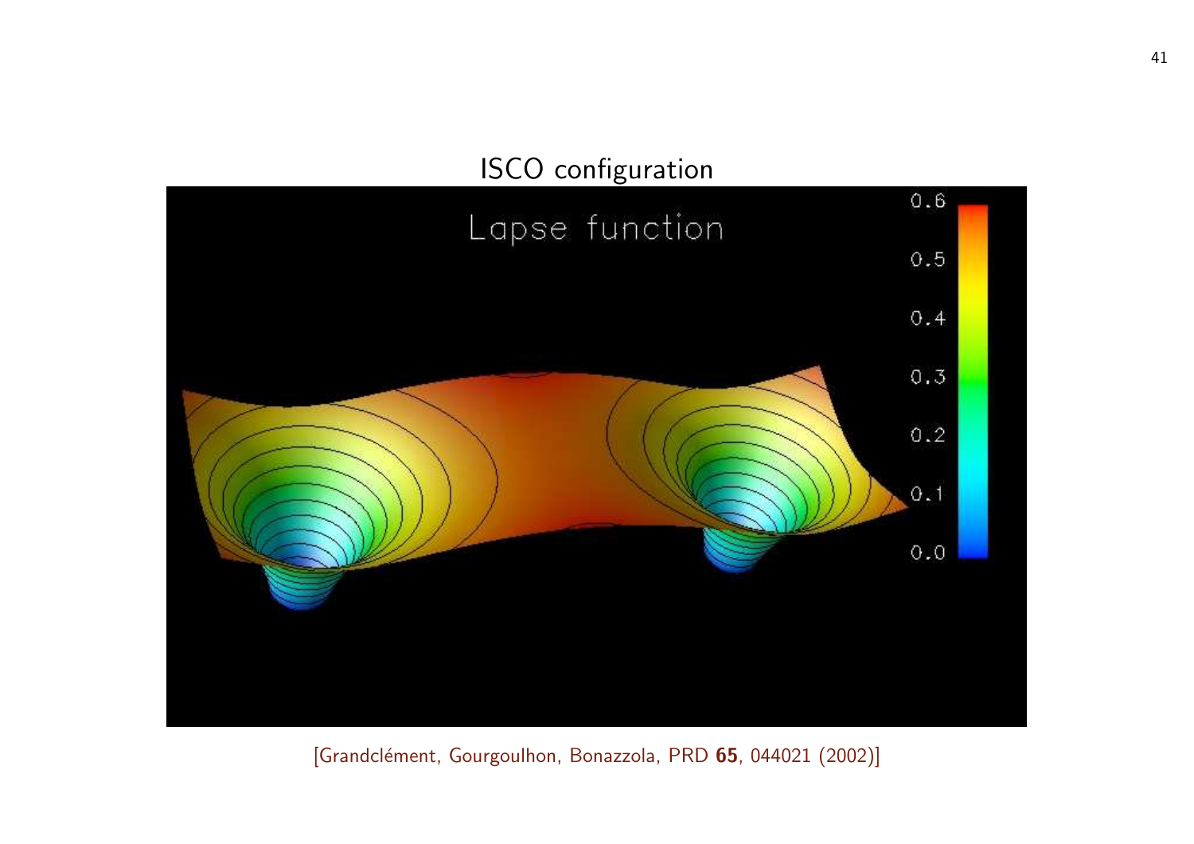## ISCO configuration

[Grandclément, Gourgoulhon, Bonazzola, PRD **65**, 044021 (2002)]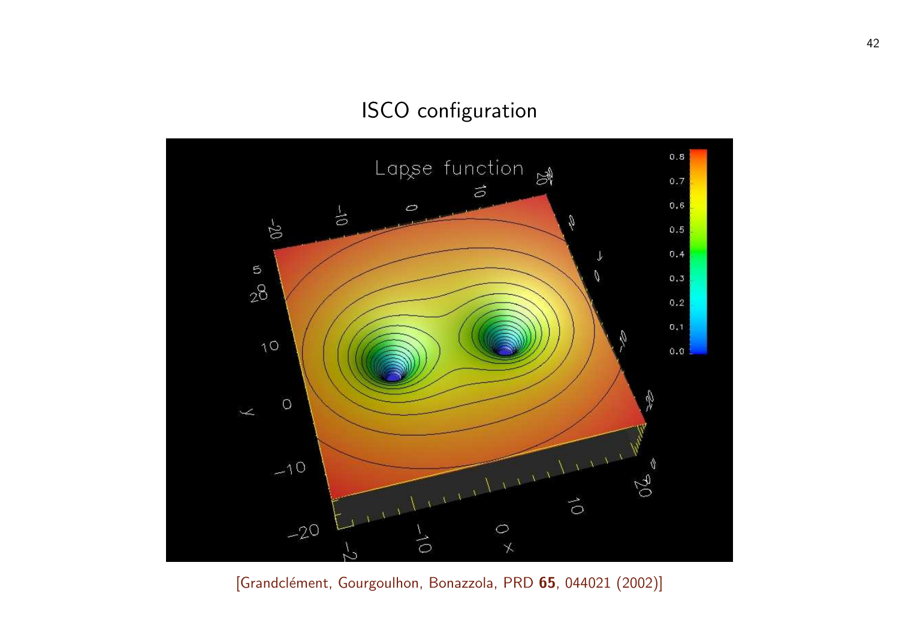# ISCO configuration

[Grandclément, Gourgoulhon, Bonazzola, PRD **65**, 044021 (2002)]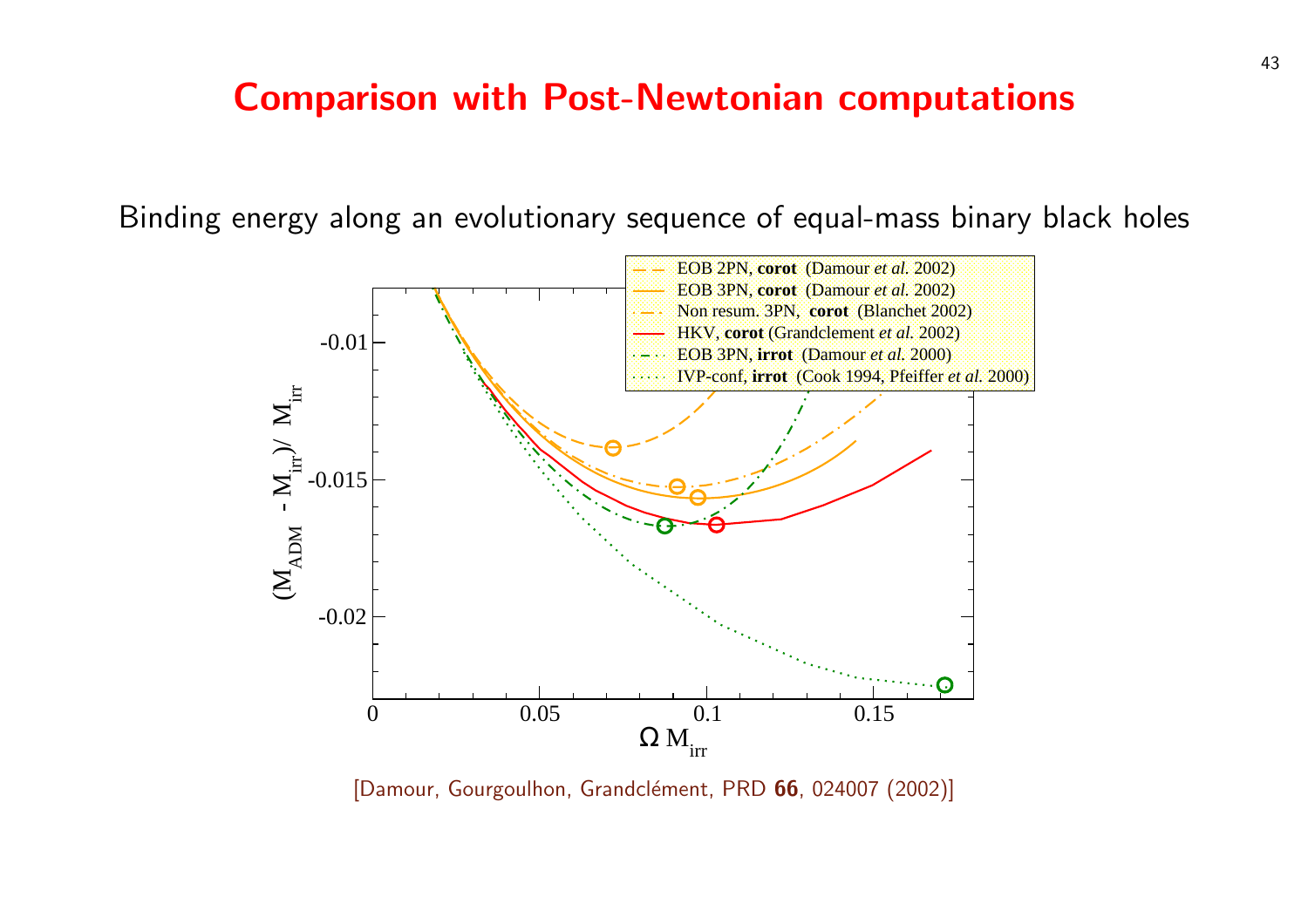# Comparison with Post-Newtonian computations

Binding energy along an evolutionary sequence of equal-mass binary black holes

[Damour, Gourgoulhon, Grandclément, PRD **66**, 024007 (2002)]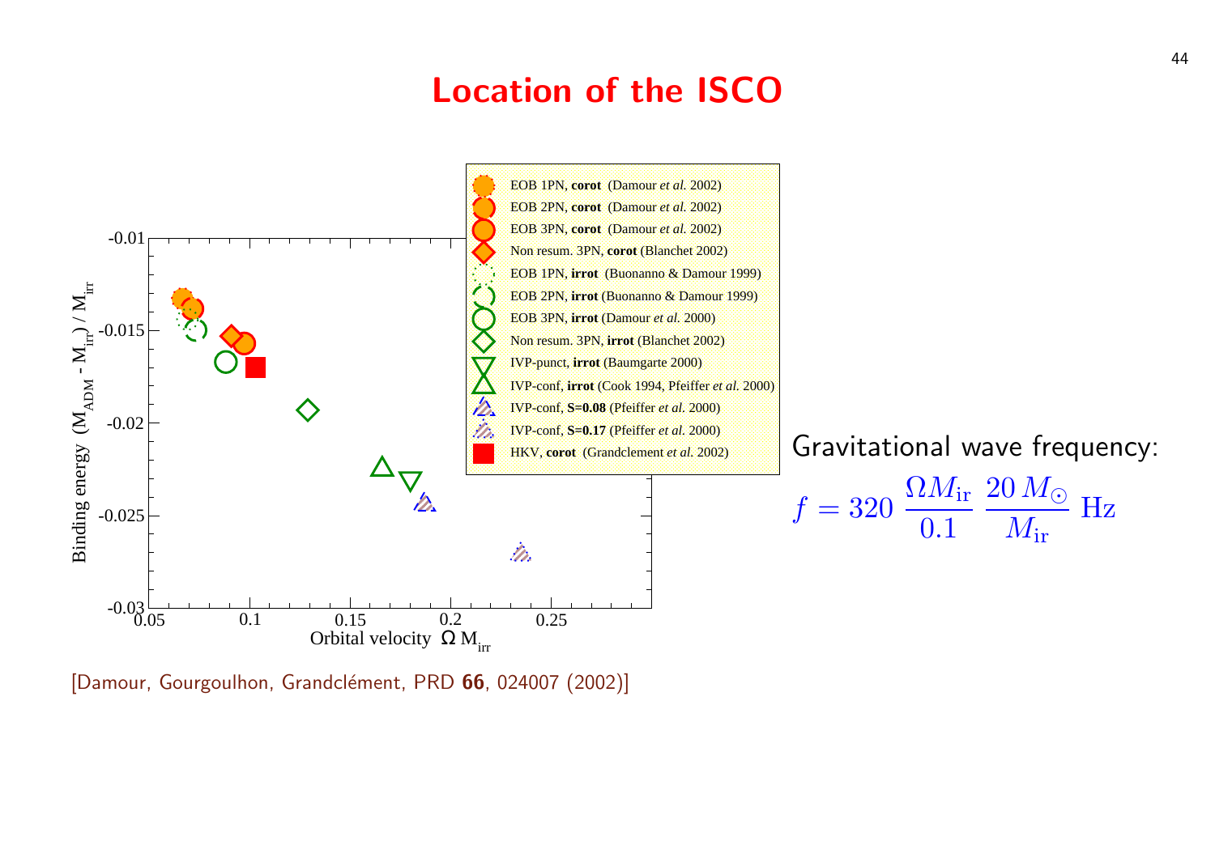# Location of the ISCO

Gravitational wave frequency:

$$f = 320 \, \frac{\Omega M_{\rm ir}}{0.1} \, \frac{20 \, M_\odot}{M_{\rm ir}} \ {\rm Hz}$$

[Damour, Gourgoulhon, Grandclément, PRD **66**, 024007 (2002)]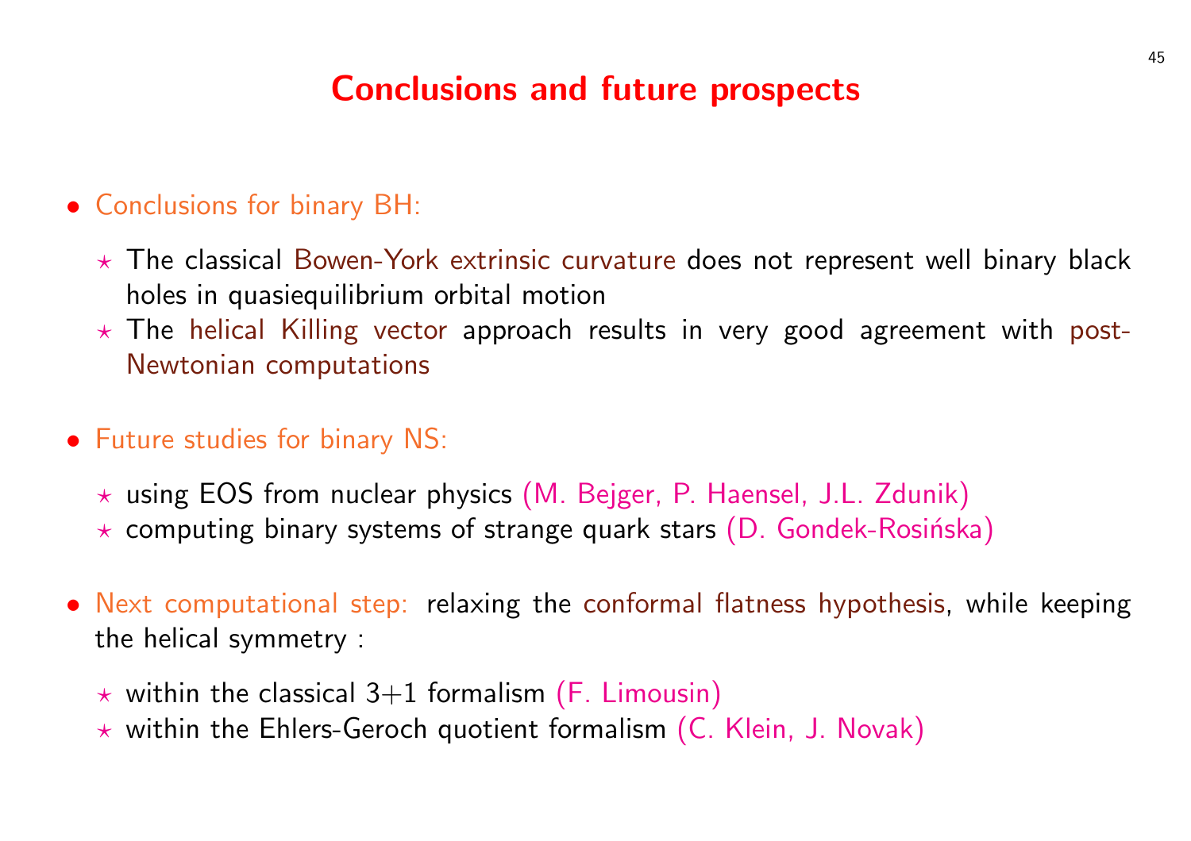# Conclusions and future prospects

- Conclusions for binary BH:
  - The classical Bowen-York extrinsic curvature does not represent well binary black holes in quasiequilibrium orbital motion
  - The helical Killing vector approach results in very good agreement with post-Newtonian computations

- Future studies for binary NS:
  - using EOS from nuclear physics (M. Bejger, P. Haensel, J.L. Zdunik)
  - computing binary systems of strange quark stars (D. Gondek-Rosińska)

- Next computational step: relaxing the conformal flatness hypothesis, while keeping the helical symmetry :
  - within the classical 3+1 formalism (F. Limousin)
  - within the Ehlers-Geroch quotient formalism (C. Klein, J. Novak)